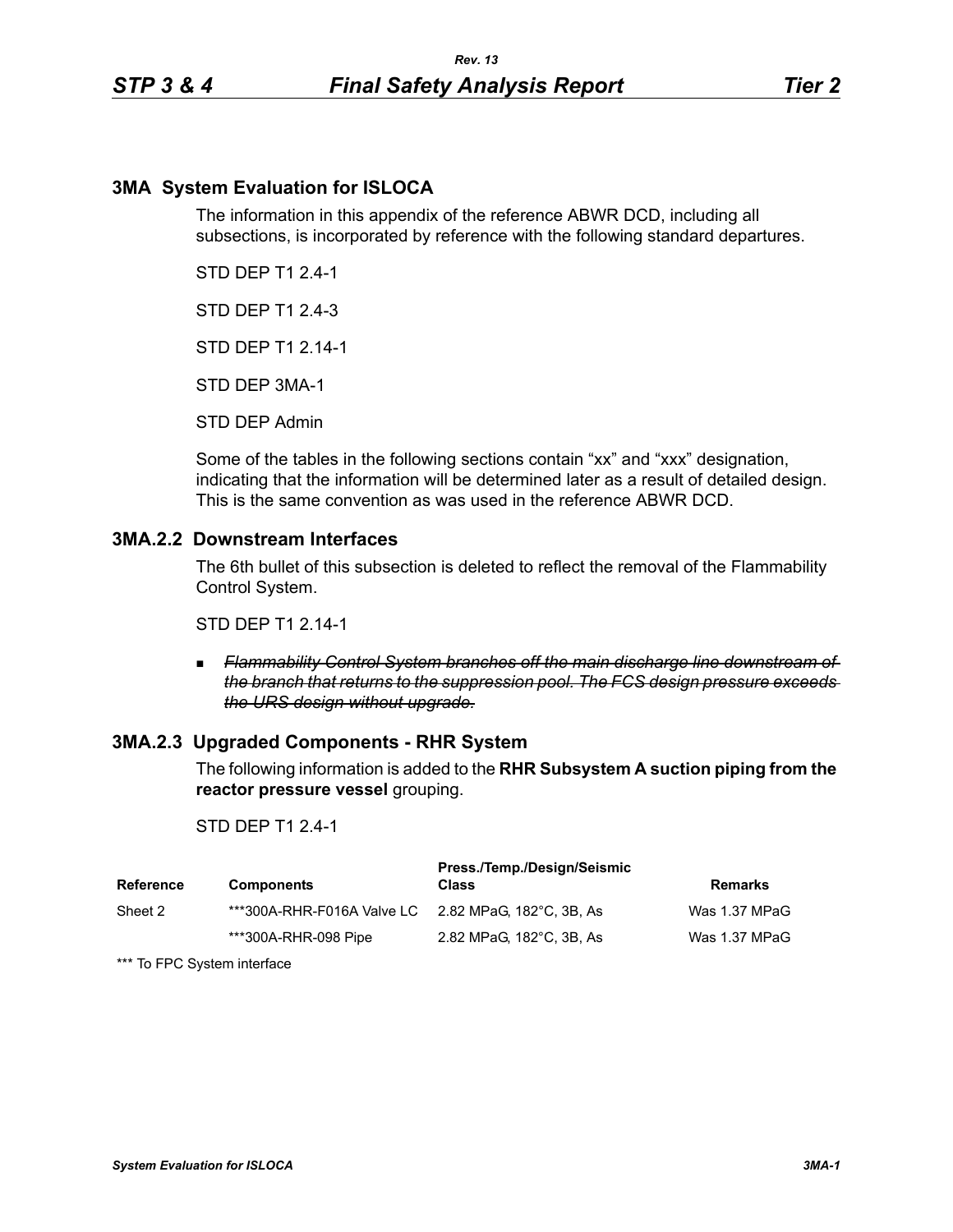# 3MA System Evaluation for ISLOCA

The information in this appendix of the reference ABWR DCD, including all subsections, is incorporated by reference with the following standard departures.

STD DEP T1 2.4-1

STD DEP T1 2.4-3

STD DEP T1 2.14-1

STD DEP 3MA-1

STD DEP Admin

Some of the tables in the following sections contain “xx” and “xxx” designation, indicating that the information will be determined later as a result of detailed design. This is the same convention as was used in the reference ABWR DCD.

## 3MA.2.2 Downstream Interfaces

The 6th bullet of this subsection is deleted to reflect the removal of the Flammability Control System.

STD DEP T1 2.14-1

- ~~*Flammability Control System branches off the main discharge line downstream of the branch that returns to the suppression pool. The FCS design pressure exceeds the URS design without upgrade.*~~

## 3MA.2.3 Upgraded Components - RHR System

The following information is added to the **RHR Subsystem A suction piping from the reactor pressure vessel** grouping.

STD DEP T1 2.4-1

| Reference | Components | Press./Temp./Design/Seismic Class | Remarks |
|---|---|---|---|
| Sheet 2 | ***300A-RHR-F016A Valve LC | 2.82 MPaG, 182°C, 3B, As | Was 1.37 MPaG |
| | ***300A-RHR-098 Pipe | 2.82 MPaG, 182°C, 3B, As | Was 1.37 MPaG |

*** To FPC System interface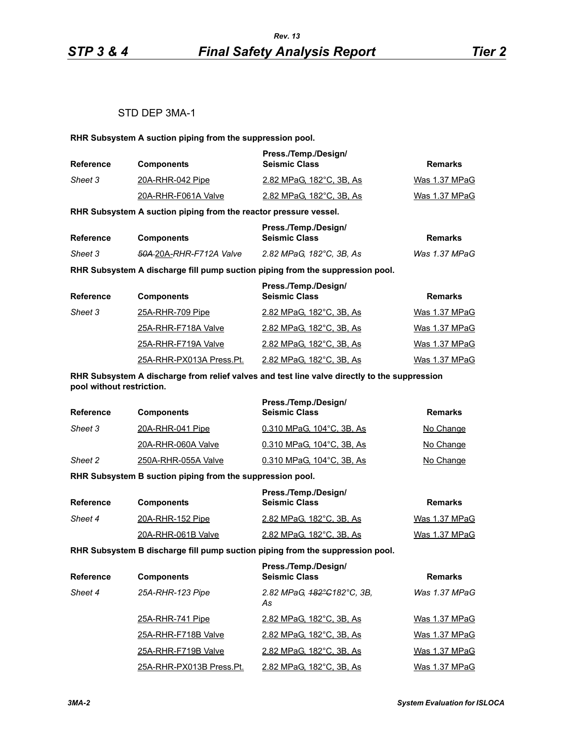STD DEP 3MA-1

**RHR Subsystem A suction piping from the suppression pool.**

| Reference | Components | Press./Temp./Design/ Seismic Class | Remarks |
|---|---|---|---|
| *Sheet 3* | 20A-RHR-042 Pipe | 2.82 MPaG, 182°C, 3B, As | Was 1.37 MPaG |
| | 20A-RHR-F061A Valve | 2.82 MPaG, 182°C, 3B, As | Was 1.37 MPaG |

**RHR Subsystem A suction piping from the reactor pressure vessel.**

| Reference | Components | Press./Temp./Design/ Seismic Class | Remarks |
|---|---|---|---|
| *Sheet 3* | *~~50A~~ 20A-RHR-F712A Valve* | *2.82 MPaG, 182°C, 3B, As* | *Was 1.37 MPaG* |

**RHR Subsystem A discharge fill pump suction piping from the suppression pool.**

| Reference | Components | Press./Temp./Design/ Seismic Class | Remarks |
|---|---|---|---|
| *Sheet 3* | 25A-RHR-709 Pipe | 2.82 MPaG, 182°C, 3B, As | Was 1.37 MPaG |
| | 25A-RHR-F718A Valve | 2.82 MPaG, 182°C, 3B, As | Was 1.37 MPaG |
| | 25A-RHR-F719A Valve | 2.82 MPaG, 182°C, 3B, As | Was 1.37 MPaG |
| | 25A-RHR-PX013A Press.Pt. | 2.82 MPaG, 182°C, 3B, As | Was 1.37 MPaG |

**RHR Subsystem A discharge from relief valves and test line valve directly to the suppression pool without restriction.**

| Reference | Components | Press./Temp./Design/ Seismic Class | Remarks |
|---|---|---|---|
| *Sheet 3* | 20A-RHR-041 Pipe | 0.310 MPaG, 104°C, 3B, As | No Change |
| | 20A-RHR-060A Valve | 0.310 MPaG, 104°C, 3B, As | No Change |
| *Sheet 2* | 250A-RHR-055A Valve | 0.310 MPaG, 104°C, 3B, As | No Change |

**RHR Subsystem B suction piping from the suppression pool.**

| Reference | Components | Press./Temp./Design/ Seismic Class | Remarks |
|---|---|---|---|
| *Sheet 4* | 20A-RHR-152 Pipe | 2.82 MPaG, 182°C, 3B, As | Was 1.37 MPaG |
| | 20A-RHR-061B Valve | 2.82 MPaG, 182°C, 3B, As | Was 1.37 MPaG |

**RHR Subsystem B discharge fill pump suction piping from the suppression pool.**

| Reference | Components | Press./Temp./Design/ Seismic Class | Remarks |
|---|---|---|---|
| *Sheet 4* | *25A-RHR-123 Pipe* | *2.82 MPaG, ~~182°C~~182°C, 3B, As* | *Was 1.37 MPaG* |
| | 25A-RHR-741 Pipe | 2.82 MPaG, 182°C, 3B, As | Was 1.37 MPaG |
| | 25A-RHR-F718B Valve | 2.82 MPaG, 182°C, 3B, As | Was 1.37 MPaG |
| | 25A-RHR-F719B Valve | 2.82 MPaG, 182°C, 3B, As | Was 1.37 MPaG |
| | 25A-RHR-PX013B Press.Pt. | 2.82 MPaG, 182°C, 3B, As | Was 1.37 MPaG |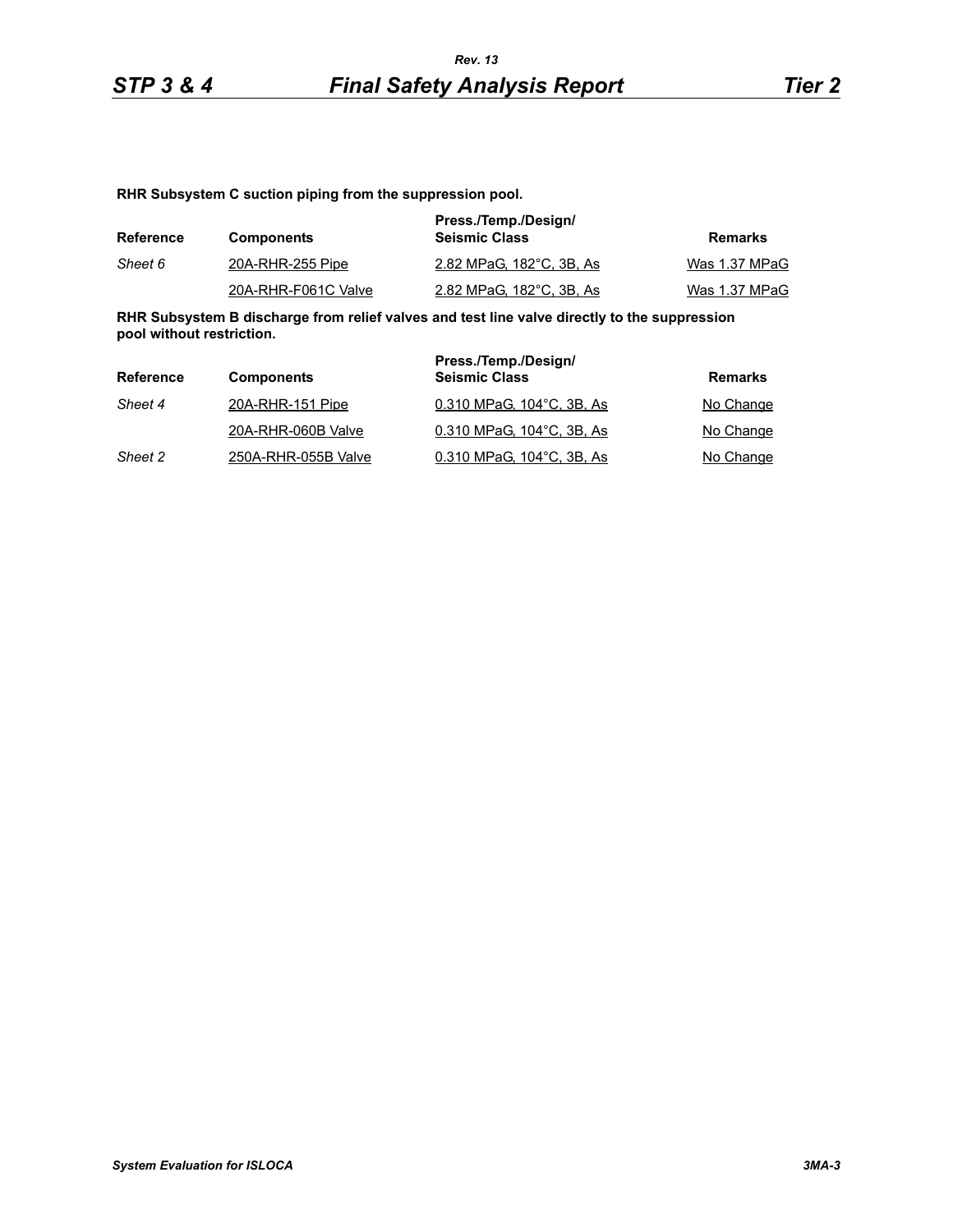**RHR Subsystem C suction piping from the suppression pool.**

| Reference | Components | Press./Temp./Design/ Seismic Class | Remarks |
|---|---|---|---|
| *Sheet 6* | 20A-RHR-255 Pipe | 2.82 MPaG, 182°C, 3B, As | Was 1.37 MPaG |
| | 20A-RHR-F061C Valve | 2.82 MPaG, 182°C, 3B, As | Was 1.37 MPaG |

**RHR Subsystem B discharge from relief valves and test line valve directly to the suppression pool without restriction.**

| Reference | Components | Press./Temp./Design/ Seismic Class | Remarks |
|---|---|---|---|
| *Sheet 4* | 20A-RHR-151 Pipe | 0.310 MPaG, 104°C, 3B, As | No Change |
| | 20A-RHR-060B Valve | 0.310 MPaG, 104°C, 3B, As | No Change |
| *Sheet 2* | 250A-RHR-055B Valve | 0.310 MPaG, 104°C, 3B, As | No Change |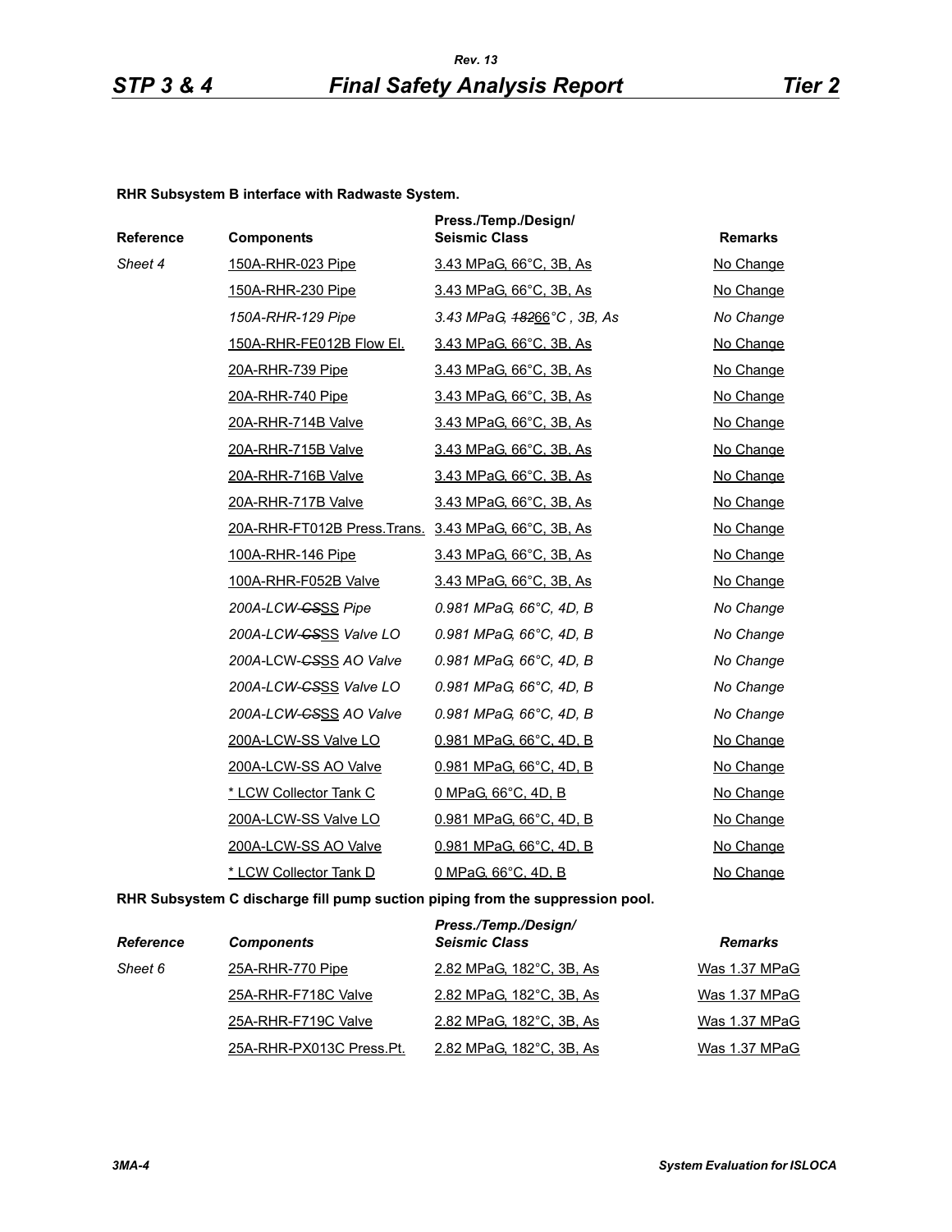**RHR Subsystem B interface with Radwaste System.**

| Reference | Components | Press./Temp./Design/ Seismic Class | Remarks |
|---|---|---|---|
| *Sheet 4* | 150A-RHR-023 Pipe | 3.43 MPaG, 66°C, 3B, As | No Change |
| | 150A-RHR-230 Pipe | 3.43 MPaG, 66°C, 3B, As | No Change |
| | *150A-RHR-129 Pipe* | *3.43 MPaG, ~~182~~66°C , 3B, As* | *No Change* |
| | 150A-RHR-FE012B Flow El. | 3.43 MPaG, 66°C, 3B, As | No Change |
| | 20A-RHR-739 Pipe | 3.43 MPaG, 66°C, 3B, As | No Change |
| | 20A-RHR-740 Pipe | 3.43 MPaG, 66°C, 3B, As | No Change |
| | 20A-RHR-714B Valve | 3.43 MPaG, 66°C, 3B, As | No Change |
| | 20A-RHR-715B Valve | 3.43 MPaG, 66°C, 3B, As | No Change |
| | 20A-RHR-716B Valve | 3.43 MPaG, 66°C, 3B, As | No Change |
| | 20A-RHR-717B Valve | 3.43 MPaG, 66°C, 3B, As | No Change |
| | 20A-RHR-FT012B Press.Trans. | 3.43 MPaG, 66°C, 3B, As | No Change |
| | 100A-RHR-146 Pipe | 3.43 MPaG, 66°C, 3B, As | No Change |
| | 100A-RHR-F052B Valve | 3.43 MPaG, 66°C, 3B, As | No Change |
| | *200A-LCW-~~CS~~SS Pipe* | *0.981 MPaG, 66°C, 4D, B* | *No Change* |
| | *200A-LCW-~~CS~~SS Valve LO* | *0.981 MPaG, 66°C, 4D, B* | *No Change* |
| | *200A-LCW-~~CS~~SS AO Valve* | *0.981 MPaG, 66°C, 4D, B* | *No Change* |
| | *200A-LCW-~~CS~~SS Valve LO* | *0.981 MPaG, 66°C, 4D, B* | *No Change* |
| | *200A-LCW-~~CS~~SS AO Valve* | *0.981 MPaG, 66°C, 4D, B* | *No Change* |
| | 200A-LCW-SS Valve LO | 0.981 MPaG, 66°C, 4D, B | No Change |
| | 200A-LCW-SS AO Valve | 0.981 MPaG, 66°C, 4D, B | No Change |
| | * LCW Collector Tank C | 0 MPaG, 66°C, 4D, B | No Change |
| | 200A-LCW-SS Valve LO | 0.981 MPaG, 66°C, 4D, B | No Change |
| | 200A-LCW-SS AO Valve | 0.981 MPaG, 66°C, 4D, B | No Change |
| | * LCW Collector Tank D | 0 MPaG, 66°C, 4D, B | No Change |

**RHR Subsystem C discharge fill pump suction piping from the suppression pool.**

| *Reference* | *Components* | *Press./Temp./Design/ Seismic Class* | *Remarks* |
|---|---|---|---|
| *Sheet 6* | 25A-RHR-770 Pipe | 2.82 MPaG, 182°C, 3B, As | Was 1.37 MPaG |
| | 25A-RHR-F718C Valve | 2.82 MPaG, 182°C, 3B, As | Was 1.37 MPaG |
| | 25A-RHR-F719C Valve | 2.82 MPaG, 182°C, 3B, As | Was 1.37 MPaG |
| | 25A-RHR-PX013C Press.Pt. | 2.82 MPaG, 182°C, 3B, As | Was 1.37 MPaG |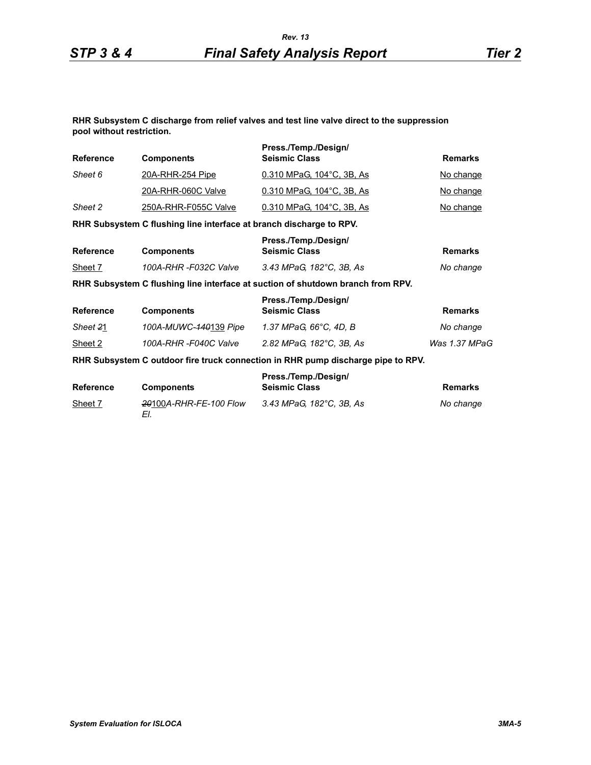**RHR Subsystem C discharge from relief valves and test line valve direct to the suppression pool without restriction.**

| Reference | Components | Press./Temp./Design/ Seismic Class | Remarks |
|---|---|---|---|
| *Sheet 6* | 20A-RHR-254 Pipe | 0.310 MPaG, 104°C, 3B, As | No change |
| | 20A-RHR-060C Valve | 0.310 MPaG, 104°C, 3B, As | No change |
| *Sheet 2* | 250A-RHR-F055C Valve | 0.310 MPaG, 104°C, 3B, As | No change |

**RHR Subsystem C flushing line interface at branch discharge to RPV.**

| Reference | Components | Press./Temp./Design/ Seismic Class | Remarks |
|---|---|---|---|
| Sheet 7 | *100A-RHR -F032C Valve* | *3.43 MPaG, 182°C, 3B, As* | *No change* |

**RHR Subsystem C flushing line interface at suction of shutdown branch from RPV.**

| Reference | Components | Press./Temp./Design/ Seismic Class | Remarks |
|---|---|---|---|
| *Sheet ~~2~~1* | *100A-MUWC-~~140~~139 Pipe* | *1.37 MPaG, 66°C, 4D, B* | *No change* |
| Sheet 2 | *100A-RHR -F040C Valve* | *2.82 MPaG, 182°C, 3B, As* | *Was 1.37 MPaG* |

**RHR Subsystem C outdoor fire truck connection in RHR pump discharge pipe to RPV.**

| Reference | Components | Press./Temp./Design/ Seismic Class | Remarks |
|---|---|---|---|
| Sheet 7 | *~~20~~100A-RHR-FE-100 Flow El.* | *3.43 MPaG, 182°C, 3B, As* | *No change* |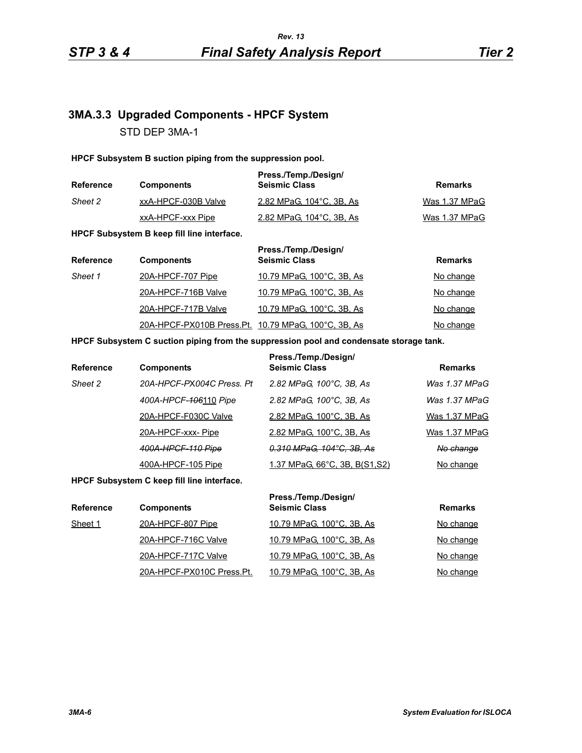### 3MA.3.3 Upgraded Components - HPCF System

STD DEP 3MA-1

**HPCF Subsystem B suction piping from the suppression pool.**

| Reference | Components | Press./Temp./Design/ Seismic Class | Remarks |
|---|---|---|---|
| *Sheet 2* | xxA-HPCF-030B Valve | 2.82 MPaG, 104°C, 3B, As | Was 1.37 MPaG |
| | xxA-HPCF-xxx Pipe | 2.82 MPaG, 104°C, 3B, As | Was 1.37 MPaG |

**HPCF Subsystem B keep fill line interface.**

| Reference | Components | Press./Temp./Design/ Seismic Class | Remarks |
|---|---|---|---|
| *Sheet 1* | 20A-HPCF-707 Pipe | 10.79 MPaG, 100°C, 3B, As | No change |
| | 20A-HPCF-716B Valve | 10.79 MPaG, 100°C, 3B, As | No change |
| | 20A-HPCF-717B Valve | 10.79 MPaG, 100°C, 3B, As | No change |
| | 20A-HPCF-PX010B Press.Pt. | 10.79 MPaG, 100°C, 3B, As | No change |

**HPCF Subsystem C suction piping from the suppression pool and condensate storage tank.**

| Reference | Components | Press./Temp./Design/ Seismic Class | Remarks |
|---|---|---|---|
| *Sheet 2* | *20A-HPCF-PX004C Press. Pt* | *2.82 MPaG, 100°C, 3B, As* | *Was 1.37 MPaG* |
| | *400A-HPCF-~~106~~110 Pipe* | *2.82 MPaG, 100°C, 3B, As* | *Was 1.37 MPaG* |
| | 20A-HPCF-F030C Valve | 2.82 MPaG, 100°C, 3B, As | Was 1.37 MPaG |
| | 20A-HPCF-xxx- Pipe | 2.82 MPaG, 100°C, 3B, As | Was 1.37 MPaG |
| | ~~*400A-HPCF-110 Pipe*~~ | ~~*0.310 MPaG, 104°C, 3B, As*~~ | ~~*No change*~~ |
| | 400A-HPCF-105 Pipe | 1.37 MPaG, 66°C, 3B, B(S1,S2) | No change |

**HPCF Subsystem C keep fill line interface.**

| Reference | Components | Press./Temp./Design/ Seismic Class | Remarks |
|---|---|---|---|
| Sheet 1 | 20A-HPCF-807 Pipe | 10.79 MPaG, 100°C, 3B, As | No change |
| | 20A-HPCF-716C Valve | 10.79 MPaG, 100°C, 3B, As | No change |
| | 20A-HPCF-717C Valve | 10.79 MPaG, 100°C, 3B, As | No change |
| | 20A-HPCF-PX010C Press.Pt. | 10.79 MPaG, 100°C, 3B, As | No change |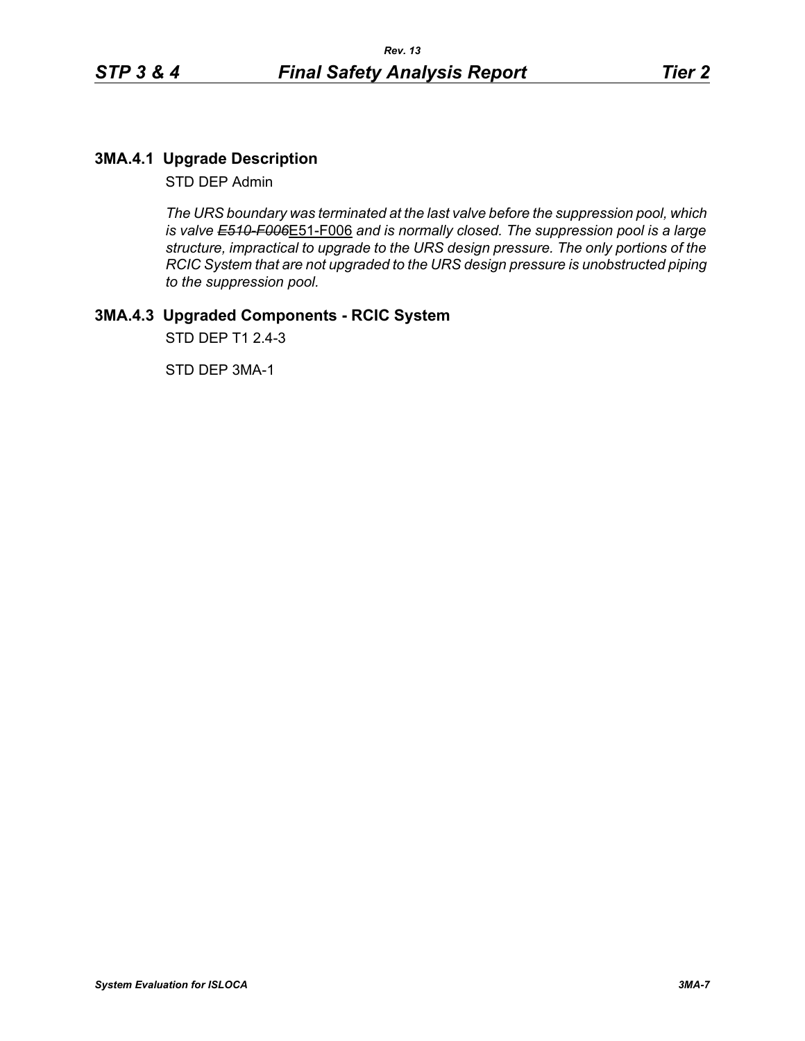### 3MA.4.1 Upgrade Description

STD DEP Admin

*The URS boundary was terminated at the last valve before the suppression pool, which is valve ~~E510-F006~~*E51-F006 *and is normally closed. The suppression pool is a large structure, impractical to upgrade to the URS design pressure. The only portions of the RCIC System that are not upgraded to the URS design pressure is unobstructed piping to the suppression pool.*

### 3MA.4.3 Upgraded Components - RCIC System

STD DEP T1 2.4-3

STD DEP 3MA-1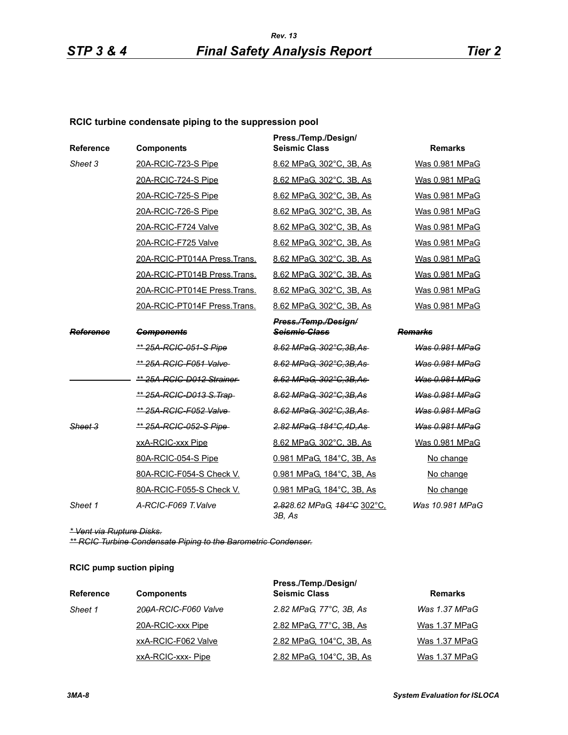**RCIC turbine condensate piping to the suppression pool**

| Reference | Components | Press./Temp./Design/ Seismic Class | Remarks |
|---|---|---|---|
| *Sheet 3* | 20A-RCIC-723-S Pipe | 8.62 MPaG, 302°C, 3B, As | Was 0.981 MPaG |
| | 20A-RCIC-724-S Pipe | 8.62 MPaG, 302°C, 3B, As | Was 0.981 MPaG |
| | 20A-RCIC-725-S Pipe | 8.62 MPaG, 302°C, 3B, As | Was 0.981 MPaG |
| | 20A-RCIC-726-S Pipe | 8.62 MPaG, 302°C, 3B, As | Was 0.981 MPaG |
| | 20A-RCIC-F724 Valve | 8.62 MPaG, 302°C, 3B, As | Was 0.981 MPaG |
| | 20A-RCIC-F725 Valve | 8.62 MPaG, 302°C, 3B, As | Was 0.981 MPaG |
| | 20A-RCIC-PT014A Press.Trans. | 8.62 MPaG, 302°C, 3B, As | Was 0.981 MPaG |
| | 20A-RCIC-PT014B Press.Trans. | 8.62 MPaG, 302°C, 3B, As | Was 0.981 MPaG |
| | 20A-RCIC-PT014E Press.Trans. | 8.62 MPaG, 302°C, 3B, As | Was 0.981 MPaG |
| | 20A-RCIC-PT014F Press.Trans. | 8.62 MPaG, 302°C, 3B, As | Was 0.981 MPaG |
| ~~*Reference*~~ | ~~*Components*~~ | ~~*Press./Temp./Design/ Seismic Class*~~ | ~~*Remarks*~~ |
| | ~~*\*\* 25A-RCIC-051-S Pipe*~~ | ~~*8.62 MPaG, 302°C,3B,As*~~ | ~~*Was 0.981 MPaG*~~ |
| | ~~*\*\* 25A-RCIC-F051 Valve*~~ | ~~*8.62 MPaG, 302°C,3B,As*~~ | ~~*Was 0.981 MPaG*~~ |
| | ~~*\*\* 25A-RCIC-D012 Strainer*~~ | ~~*8.62 MPaG, 302°C,3B,As*~~ | ~~*Was 0.981 MPaG*~~ |
| | ~~*\*\* 25A-RCIC-D013 S.Trap*~~ | ~~*8.62 MPaG, 302°C,3B,As*~~ | ~~*Was 0.981 MPaG*~~ |
| | ~~*\*\* 25A-RCIC-F052 Valve*~~ | ~~*8.62 MPaG, 302°C,3B,As*~~ | ~~*Was 0.981 MPaG*~~ |
| ~~*Sheet 3*~~ | ~~*\*\* 25A-RCIC-052-S Pipe*~~ | ~~*2.82 MPaG, 184°C,4D,As*~~ | ~~*Was 0.981 MPaG*~~ |
| | xxA-RCIC-xxx Pipe | 8.62 MPaG, 302°C, 3B, As | Was 0.981 MPaG |
| | 80A-RCIC-054-S Pipe | 0.981 MPaG, 184°C, 3B, As | No change |
| | 80A-RCIC-F054-S Check V. | 0.981 MPaG, 184°C, 3B, As | No change |
| | 80A-RCIC-F055-S Check V. | 0.981 MPaG, 184°C, 3B, As | No change |
| *Sheet 1* | *A-RCIC-F069 T.Valve* | *~~2.82~~8.62 MPaG, ~~184°C~~ 302°C, 3B, As* | *Was 10.981 MPaG* |

~~*\* Vent via Rupture Disks.*~~
~~*\*\* RCIC Turbine Condensate Piping to the Barometric Condenser.*~~

**RCIC pump suction piping**

| Reference | Components | Press./Temp./Design/ Seismic Class | Remarks |
|---|---|---|---|
| *Sheet 1* | *20~~0~~A-RCIC-F060 Valve* | *2.82 MPaG, 77°C, 3B, As* | *Was 1.37 MPaG* |
| | 20A-RCIC-xxx Pipe | 2.82 MPaG, 77°C, 3B, As | Was 1.37 MPaG |
| | xxA-RCIC-F062 Valve | 2.82 MPaG, 104°C, 3B, As | Was 1.37 MPaG |
| | xxA-RCIC-xxx- Pipe | 2.82 MPaG, 104°C, 3B, As | Was 1.37 MPaG |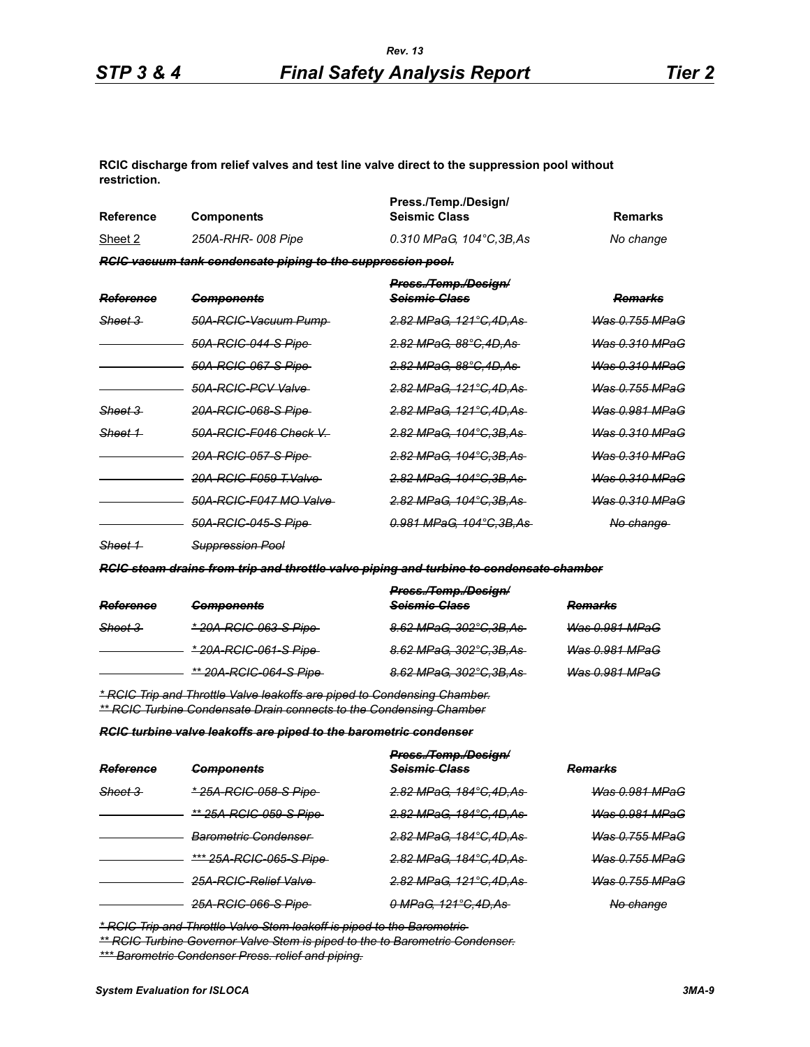**RCIC discharge from relief valves and test line valve direct to the suppression pool without restriction.**

| Reference | Components | Press./Temp./Design/ Seismic Class | Remarks |
|---|---|---|---|
| Sheet 2 | *250A-RHR- 008 Pipe* | *0.310 MPaG, 104°C,3B,As* | *No change* |

~~***RCIC vacuum tank condensate piping to the suppression pool.***~~

| ~~*Reference*~~ | ~~*Components*~~ | ~~*Press./Temp./Design/ Seismic Class*~~ | ~~*Remarks*~~ |
|---|---|---|---|
| ~~*Sheet 3*~~ | ~~*50A-RCIC-Vacuum Pump*~~ | ~~*2.82 MPaG, 121°C,4D,As*~~ | ~~*Was 0.755 MPaG*~~ |
| | ~~*50A-RCIC-044-S Pipe*~~ | ~~*2.82 MPaG, 88°C,4D,As*~~ | ~~*Was 0.310 MPaG*~~ |
| | ~~*50A-RCIC-067-S Pipe*~~ | ~~*2.82 MPaG, 88°C,4D,As*~~ | ~~*Was 0.310 MPaG*~~ |
| | ~~*50A-RCIC-PCV Valve*~~ | ~~*2.82 MPaG, 121°C,4D,As*~~ | ~~*Was 0.755 MPaG*~~ |
| ~~*Sheet 3*~~ | ~~*20A-RCIC-068-S Pipe*~~ | ~~*2.82 MPaG, 121°C,4D,As*~~ | ~~*Was 0.981 MPaG*~~ |
| ~~*Sheet 1*~~ | ~~*50A-RCIC-F046 Check V.*~~ | ~~*2.82 MPaG, 104°C,3B,As*~~ | ~~*Was 0.310 MPaG*~~ |
| | ~~*20A-RCIC-057-S Pipe*~~ | ~~*2.82 MPaG, 104°C,3B,As*~~ | ~~*Was 0.310 MPaG*~~ |
| | ~~*20A-RCIC-F059 T.Valve*~~ | ~~*2.82 MPaG, 104°C,3B,As*~~ | ~~*Was 0.310 MPaG*~~ |
| | ~~*50A-RCIC-F047 MO Valve*~~ | ~~*2.82 MPaG, 104°C,3B,As*~~ | ~~*Was 0.310 MPaG*~~ |
| | ~~*50A-RCIC-045-S Pipe*~~ | ~~*0.981 MPaG, 104°C,3B,As*~~ | ~~*No change*~~ |
| ~~*Sheet 1*~~ | *Suppression Pool* | | |

~~***RCIC steam drains from trip and throttle valve piping and turbine to condensate chamber***~~

| ~~*Reference*~~ | ~~*Components*~~ | ~~*Press./Temp./Design/ Seismic Class*~~ | ~~*Remarks*~~ |
|---|---|---|---|
| ~~*Sheet 3*~~ | ~~** 20A-RCIC-063-S Pipe*~~ | ~~*8.62 MPaG, 302°C,3B,As*~~ | ~~*Was 0.981 MPaG*~~ |
| | ~~** 20A-RCIC-061-S Pipe*~~ | ~~*8.62 MPaG, 302°C,3B,As*~~ | ~~*Was 0.981 MPaG*~~ |
| | ~~*** 20A-RCIC-064-S Pipe*~~ | ~~*8.62 MPaG, 302°C,3B,As*~~ | ~~*Was 0.981 MPaG*~~ |

~~** RCIC Trip and Throttle Valve leakoffs are piped to Condensing Chamber.*~~
~~*** RCIC Turbine Condensate Drain connects to the Condensing Chamber*~~

~~***RCIC turbine valve leakoffs are piped to the barometric condenser***~~

| ~~*Reference*~~ | ~~*Components*~~ | ~~*Press./Temp./Design/ Seismic Class*~~ | ~~*Remarks*~~ |
|---|---|---|---|
| ~~*Sheet 3*~~ | ~~** 25A-RCIC-058-S Pipe*~~ | ~~*2.82 MPaG, 184°C,4D,As*~~ | ~~*Was 0.981 MPaG*~~ |
| | ~~*** 25A-RCIC-059-S Pipe*~~ | ~~*2.82 MPaG, 184°C,4D,As*~~ | ~~*Was 0.981 MPaG*~~ |
| | ~~*Barometric Condenser*~~ | ~~*2.82 MPaG, 184°C,4D,As*~~ | ~~*Was 0.755 MPaG*~~ |
| | ~~**** 25A-RCIC-065-S Pipe*~~ | ~~*2.82 MPaG, 184°C,4D,As*~~ | ~~*Was 0.755 MPaG*~~ |
| | ~~*25A-RCIC-Relief Valve*~~ | ~~*2.82 MPaG, 121°C,4D,As*~~ | ~~*Was 0.755 MPaG*~~ |
| | ~~*25A-RCIC-066-S Pipe*~~ | ~~*0 MPaG, 121°C,4D,As*~~ | ~~*No change*~~ |

~~** RCIC Trip and Throttle Valve Stem leakoff is piped to the Barometric*~~
~~*** RCIC Turbine Governor Valve Stem is piped to the to Barometric Condenser.*~~
~~**** Barometric Condenser Press. relief and piping.*~~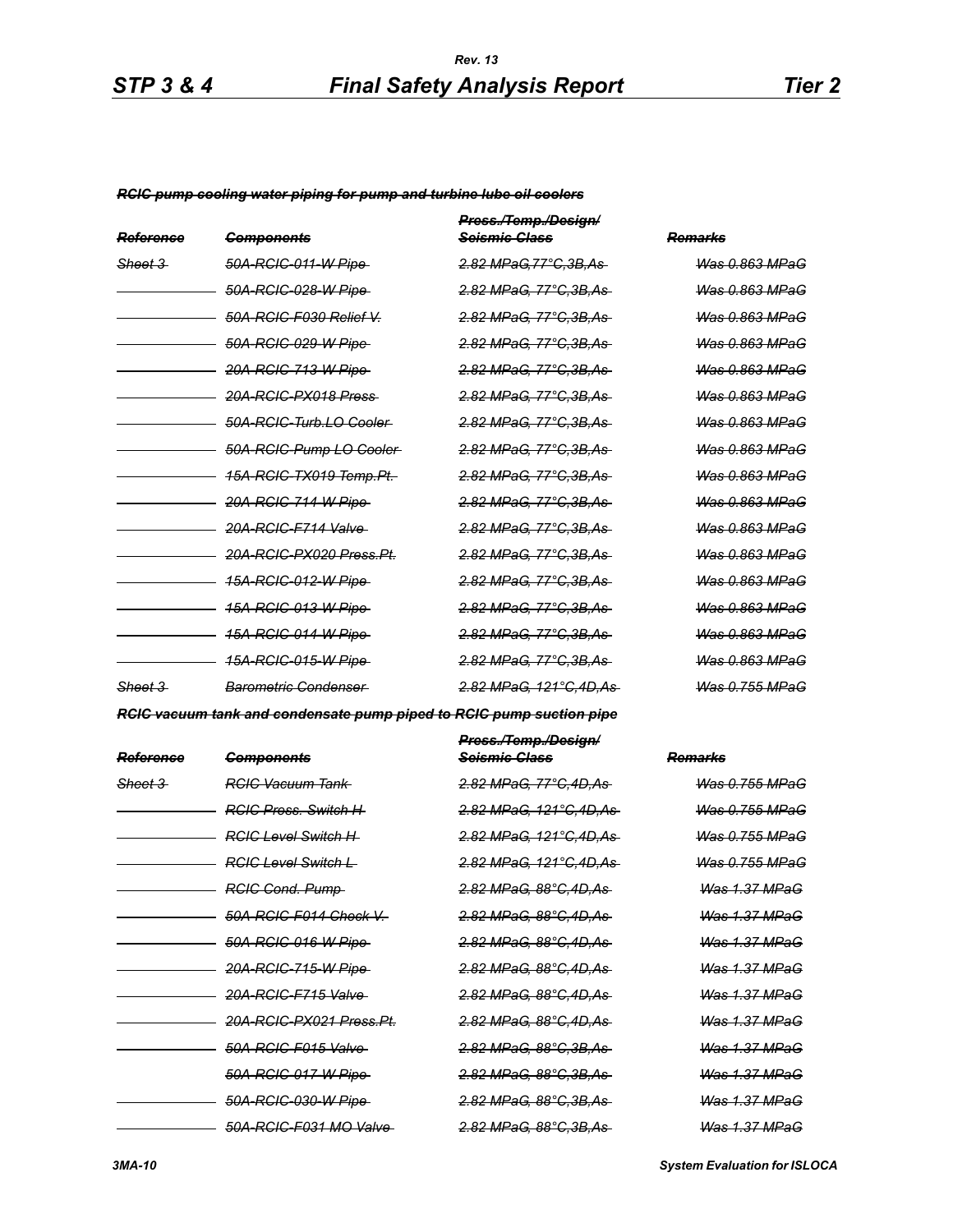~~*RCIC pump cooling water piping for pump and turbine lube oil coolers*~~

| ~~*Reference*~~ | ~~*Components*~~ | ~~*Press./Temp./Design/ Seismic Class*~~ | ~~*Remarks*~~ |
|---|---|---|---|
| ~~*Sheet 3*~~ | ~~*50A-RCIC-011-W Pipe*~~ | ~~*2.82 MPaG,77°C,3B,As*~~ | ~~*Was 0.863 MPaG*~~ |
| | ~~*50A-RCIC-028-W Pipe*~~ | ~~*2.82 MPaG, 77°C,3B,As*~~ | ~~*Was 0.863 MPaG*~~ |
| | ~~*50A-RCIC-F030 Relief V.*~~ | ~~*2.82 MPaG, 77°C,3B,As*~~ | ~~*Was 0.863 MPaG*~~ |
| | ~~*50A-RCIC-029-W Pipe*~~ | ~~*2.82 MPaG, 77°C,3B,As*~~ | ~~*Was 0.863 MPaG*~~ |
| | ~~*20A-RCIC-713-W Pipe*~~ | ~~*2.82 MPaG, 77°C,3B,As*~~ | ~~*Was 0.863 MPaG*~~ |
| | ~~*20A-RCIC-PX018 Press*~~ | ~~*2.82 MPaG, 77°C,3B,As*~~ | ~~*Was 0.863 MPaG*~~ |
| | ~~*50A-RCIC-Turb.LO Cooler*~~ | ~~*2.82 MPaG, 77°C,3B,As*~~ | ~~*Was 0.863 MPaG*~~ |
| | ~~*50A-RCIC-Pump LO Cooler*~~ | ~~*2.82 MPaG, 77°C,3B,As*~~ | ~~*Was 0.863 MPaG*~~ |
| | ~~*15A-RCIC-TX019 Temp.Pt.*~~ | ~~*2.82 MPaG, 77°C,3B,As*~~ | ~~*Was 0.863 MPaG*~~ |
| | ~~*20A-RCIC-714-W Pipe*~~ | ~~*2.82 MPaG, 77°C,3B,As*~~ | ~~*Was 0.863 MPaG*~~ |
| | ~~*20A-RCIC-F714 Valve*~~ | ~~*2.82 MPaG, 77°C,3B,As*~~ | ~~*Was 0.863 MPaG*~~ |
| | ~~*20A-RCIC-PX020 Press.Pt.*~~ | ~~*2.82 MPaG, 77°C,3B,As*~~ | ~~*Was 0.863 MPaG*~~ |
| | ~~*15A-RCIC-012-W Pipe*~~ | ~~*2.82 MPaG, 77°C,3B,As*~~ | ~~*Was 0.863 MPaG*~~ |
| | ~~*15A-RCIC-013-W Pipe*~~ | ~~*2.82 MPaG, 77°C,3B,As*~~ | ~~*Was 0.863 MPaG*~~ |
| | ~~*15A-RCIC-014-W Pipe*~~ | ~~*2.82 MPaG, 77°C,3B,As*~~ | ~~*Was 0.863 MPaG*~~ |
| | ~~*15A-RCIC-015-W Pipe*~~ | ~~*2.82 MPaG, 77°C,3B,As*~~ | ~~*Was 0.863 MPaG*~~ |
| ~~*Sheet 3*~~ | ~~*Barometric Condenser*~~ | ~~*2.82 MPaG, 121°C,4D,As*~~ | ~~*Was 0.755 MPaG*~~ |

~~*RCIC vacuum tank and condensate pump piped to RCIC pump suction pipe*~~

| ~~*Reference*~~ | ~~*Components*~~ | ~~*Press./Temp./Design/ Seismic Class*~~ | ~~*Remarks*~~ |
|---|---|---|---|
| ~~*Sheet 3*~~ | ~~*RCIC Vacuum Tank*~~ | ~~*2.82 MPaG, 77°C,4D,As*~~ | ~~*Was 0.755 MPaG*~~ |
| | ~~*RCIC Press. Switch H*~~ | ~~*2.82 MPaG, 121°C,4D,As*~~ | ~~*Was 0.755 MPaG*~~ |
| | ~~*RCIC Level Switch H*~~ | ~~*2.82 MPaG, 121°C,4D,As*~~ | ~~*Was 0.755 MPaG*~~ |
| | ~~*RCIC Level Switch L*~~ | ~~*2.82 MPaG, 121°C,4D,As*~~ | ~~*Was 0.755 MPaG*~~ |
| | ~~*RCIC Cond. Pump*~~ | ~~*2.82 MPaG, 88°C,4D,As*~~ | ~~*Was 1.37 MPaG*~~ |
| | ~~*50A-RCIC-F014 Check V.*~~ | ~~*2.82 MPaG, 88°C,4D,As*~~ | ~~*Was 1.37 MPaG*~~ |
| | ~~*50A-RCIC-016-W Pipe*~~ | ~~*2.82 MPaG, 88°C,4D,As*~~ | ~~*Was 1.37 MPaG*~~ |
| | ~~*20A-RCIC-715-W Pipe*~~ | ~~*2.82 MPaG, 88°C,4D,As*~~ | ~~*Was 1.37 MPaG*~~ |
| | ~~*20A-RCIC-F715 Valve*~~ | ~~*2.82 MPaG, 88°C,4D,As*~~ | ~~*Was 1.37 MPaG*~~ |
| | ~~*20A-RCIC-PX021 Press.Pt.*~~ | ~~*2.82 MPaG, 88°C,4D,As*~~ | ~~*Was 1.37 MPaG*~~ |
| | ~~*50A-RCIC-F015 Valve*~~ | ~~*2.82 MPaG, 88°C,3B,As*~~ | ~~*Was 1.37 MPaG*~~ |
| | ~~*50A-RCIC-017-W Pipe*~~ | ~~*2.82 MPaG, 88°C,3B,As*~~ | ~~*Was 1.37 MPaG*~~ |
| | ~~*50A-RCIC-030-W Pipe*~~ | ~~*2.82 MPaG, 88°C,3B,As*~~ | ~~*Was 1.37 MPaG*~~ |
| | ~~*50A-RCIC-F031 MO Valve*~~ | ~~*2.82 MPaG, 88°C,3B,As*~~ | ~~*Was 1.37 MPaG*~~ |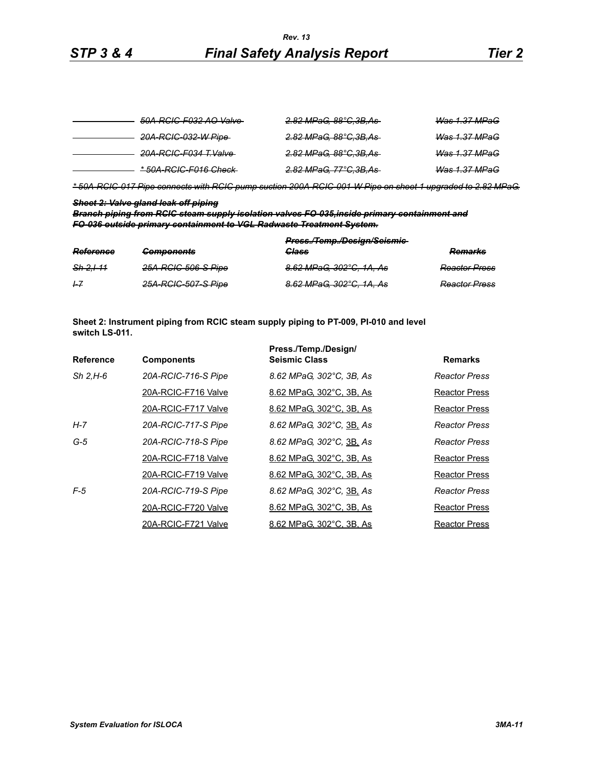| | | | |
|---|---|---|---|
| | ~~*50A-RCIC-F032 AO Valve*~~ | ~~*2.82 MPaG, 88°C,3B,As*~~ | ~~*Was 1.37 MPaG*~~ |
| | ~~*20A-RCIC-032-W Pipe*~~ | ~~*2.82 MPaG, 88°C,3B,As*~~ | ~~*Was 1.37 MPaG*~~ |
| | ~~*20A-RCIC-F034 T.Valve*~~ | ~~*2.82 MPaG, 88°C,3B,As*~~ | ~~*Was 1.37 MPaG*~~ |
| | ~~*\* 50A-RCIC-F016 Check*~~ | ~~*2.82 MPaG, 77°C,3B,As*~~ | ~~*Was 1.37 MPaG*~~ |

~~*\* 50A-RCIC-017 Pipe connects with RCIC pump suction 200A-RCIC-001-W Pipe on sheet 1 upgraded to 2.82 MPaG.*~~

~~***Sheet 2: Valve gland leak-off piping***~~

~~***Branch piping from RCIC steam supply isolation valves FO-035,inside primary containment and FO-036 outside primary containment to VGL Radwaste Treatment System.***~~

| ~~*Reference*~~ | ~~*Components*~~ | ~~*Press./Temp./Design/Seismic Class*~~ | ~~*Remarks*~~ |
|---|---|---|---|
| ~~*Sh 2,I-11*~~ | ~~*25A-RCIC-506-S Pipe*~~ | ~~*8.62 MPaG, 302°C, 1A, As*~~ | ~~*Reactor Press*~~ |
| ~~*I-7*~~ | ~~*25A-RCIC-507-S Pipe*~~ | ~~*8.62 MPaG, 302°C, 1A, As*~~ | ~~*Reactor Press*~~ |

**Sheet 2: Instrument piping from RCIC steam supply piping to PT-009, PI-010 and level switch LS-011.**

| Reference | Components | Press./Temp./Design/ Seismic Class | Remarks |
|---|---|---|---|
| *Sh 2,H-6* | *20A-RCIC-716-S Pipe* | *8.62 MPaG, 302°C, 3B, As* | *Reactor Press* |
| | <u>20A-RCIC-F716 Valve</u> | <u>8.62 MPaG, 302°C, 3B, As</u> | <u>Reactor Press</u> |
| | <u>20A-RCIC-F717 Valve</u> | <u>8.62 MPaG, 302°C, 3B, As</u> | <u>Reactor Press</u> |
| *H-7* | *20A-RCIC-717-S Pipe* | *8.62 MPaG, 302°C, <u>3B</u>, As* | *Reactor Press* |
| *G-5* | *20A-RCIC-718-S Pipe* | *8.62 MPaG, 302°C, <u>3B</u>, As* | *Reactor Press* |
| | <u>20A-RCIC-F718 Valve</u> | <u>8.62 MPaG, 302°C, 3B, As</u> | <u>Reactor Press</u> |
| | <u>20A-RCIC-F719 Valve</u> | <u>8.62 MPaG, 302°C, 3B, As</u> | <u>Reactor Press</u> |
| *F-5* | *20A-RCIC-719-S Pipe* | *8.62 MPaG, 302°C, <u>3B</u>, As* | *Reactor Press* |
| | <u>20A-RCIC-F720 Valve</u> | <u>8.62 MPaG, 302°C, 3B, As</u> | <u>Reactor Press</u> |
| | <u>20A-RCIC-F721 Valve</u> | <u>8.62 MPaG, 302°C, 3B, As</u> | <u>Reactor Press</u> |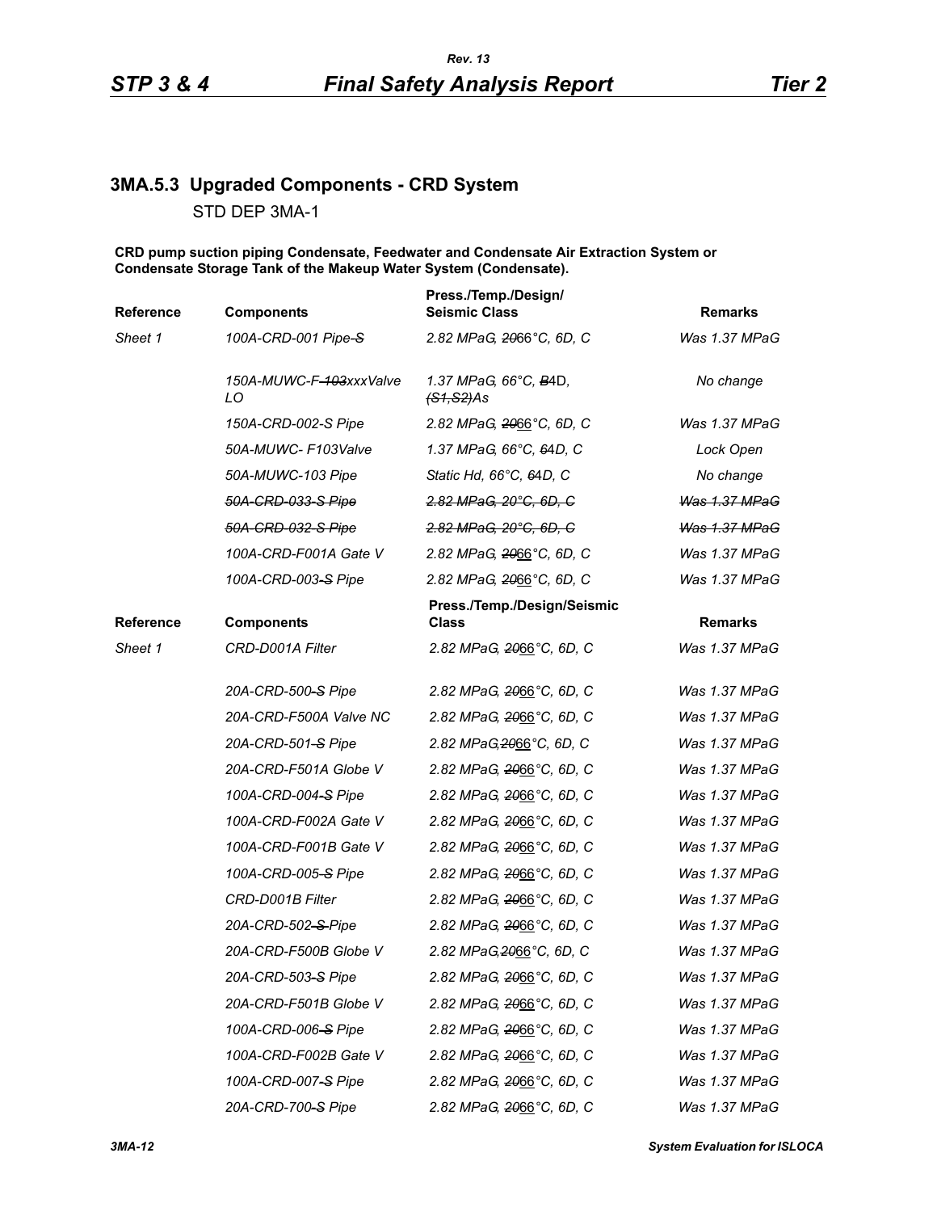### 3MA.5.3 Upgraded Components - CRD System

STD DEP 3MA-1

**CRD pump suction piping Condensate, Feedwater and Condensate Air Extraction System or Condensate Storage Tank of the Makeup Water System (Condensate).**

| Reference | Components | Press./Temp./Design/ Seismic Class | Remarks |
|---|---|---|---|
| *Sheet 1* | *100A-CRD-001 Pipe ~~-S~~* | *2.82 MPaG, ~~20~~66°C, 6D, C* | *Was 1.37 MPaG* |
| | *150A-MUWC-F-~~103~~xxxValve LO* | *1.37 MPaG, 66°C, ~~B~~4D, ~~(S1,S2)~~As* | *No change* |
| | *150A-CRD-002-S Pipe* | *2.82 MPaG, ~~20~~66°C, 6D, C* | *Was 1.37 MPaG* |
| | *50A-MUWC- F103Valve* | *1.37 MPaG, 66°C, ~~6~~4D, C* | *Lock Open* |
| | *50A-MUWC-103 Pipe* | *Static Hd, 66°C, ~~6~~4D, C* | *No change* |
| | *~~50A-CRD-033-S Pipe~~* | *~~2.82 MPaG, 20°C, 6D, C~~* | *~~Was 1.37 MPaG~~* |
| | *~~50A-CRD-032-S Pipe~~* | *~~2.82 MPaG, 20°C, 6D, C~~* | *~~Was 1.37 MPaG~~* |
| | *100A-CRD-F001A Gate V* | *2.82 MPaG, ~~20~~66°C, 6D, C* | *Was 1.37 MPaG* |
| | *100A-CRD-003~~-S~~ Pipe* | *2.82 MPaG, ~~20~~66°C, 6D, C* | *Was 1.37 MPaG* |

| Reference | Components | Press./Temp./Design/Seismic Class | Remarks |
|---|---|---|---|
| *Sheet 1* | *CRD-D001A Filter* | *2.82 MPaG, ~~20~~66°C, 6D, C* | *Was 1.37 MPaG* |
| | *20A-CRD-500~~-S~~ Pipe* | *2.82 MPaG, ~~20~~66°C, 6D, C* | *Was 1.37 MPaG* |
| | *20A-CRD-F500A Valve NC* | *2.82 MPaG, ~~20~~66°C, 6D, C* | *Was 1.37 MPaG* |
| | *20A-CRD-501~~-S~~ Pipe* | *2.82 MPaG,~~20~~66°C, 6D, C* | *Was 1.37 MPaG* |
| | *20A-CRD-F501A Globe V* | *2.82 MPaG, ~~20~~66°C, 6D, C* | *Was 1.37 MPaG* |
| | *100A-CRD-004~~-S~~ Pipe* | *2.82 MPaG, ~~20~~66°C, 6D, C* | *Was 1.37 MPaG* |
| | *100A-CRD-F002A Gate V* | *2.82 MPaG, ~~20~~66°C, 6D, C* | *Was 1.37 MPaG* |
| | *100A-CRD-F001B Gate V* | *2.82 MPaG, ~~20~~66°C, 6D, C* | *Was 1.37 MPaG* |
| | *100A-CRD-005~~-S~~ Pipe* | *2.82 MPaG, ~~20~~66°C, 6D, C* | *Was 1.37 MPaG* |
| | *CRD-D001B Filter* | *2.82 MPaG, ~~20~~66°C, 6D, C* | *Was 1.37 MPaG* |
| | *20A-CRD-502~~-S~~ Pipe* | *2.82 MPaG, ~~20~~66°C, 6D, C* | *Was 1.37 MPaG* |
| | *20A-CRD-F500B Globe V* | *2.82 MPaG,~~20~~66°C, 6D, C* | *Was 1.37 MPaG* |
| | *20A-CRD-503~~-S~~ Pipe* | *2.82 MPaG, ~~20~~66°C, 6D, C* | *Was 1.37 MPaG* |
| | *20A-CRD-F501B Globe V* | *2.82 MPaG, ~~20~~66°C, 6D, C* | *Was 1.37 MPaG* |
| | *100A-CRD-006~~-S~~ Pipe* | *2.82 MPaG, ~~20~~66°C, 6D, C* | *Was 1.37 MPaG* |
| | *100A-CRD-F002B Gate V* | *2.82 MPaG, ~~20~~66°C, 6D, C* | *Was 1.37 MPaG* |
| | *100A-CRD-007~~-S~~ Pipe* | *2.82 MPaG, ~~20~~66°C, 6D, C* | *Was 1.37 MPaG* |
| | *20A-CRD-700~~-S~~ Pipe* | *2.82 MPaG, ~~20~~66°C, 6D, C* | *Was 1.37 MPaG* |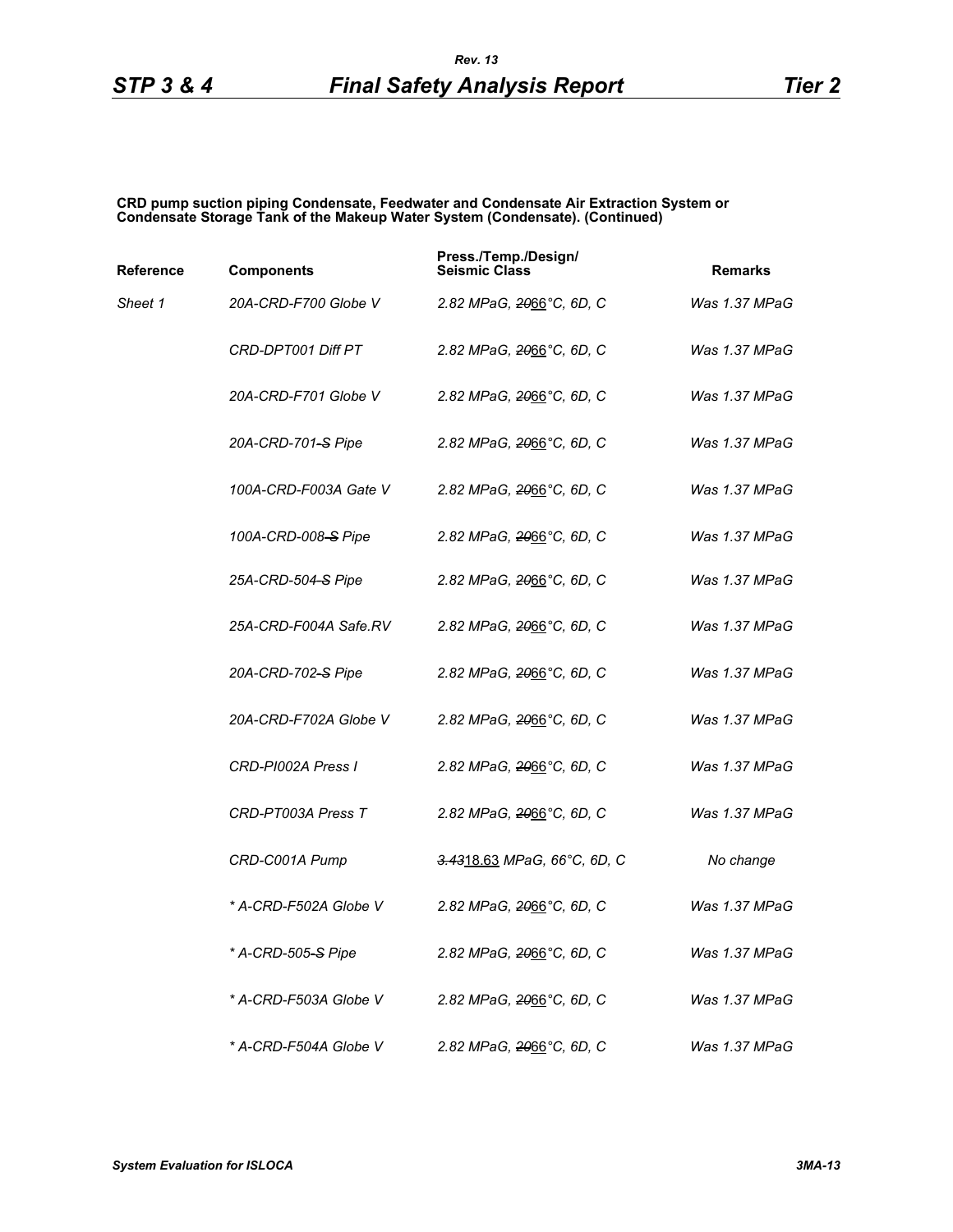**CRD pump suction piping Condensate, Feedwater and Condensate Air Extraction System or Condensate Storage Tank of the Makeup Water System (Condensate). (Continued)**

| Reference | Components | Press./Temp./Design/ Seismic Class | Remarks |
|---|---|---|---|
| *Sheet 1* | *20A-CRD-F700 Globe V* | *2.82 MPaG, ~~20~~66°C, 6D, C* | *Was 1.37 MPaG* |
| | *CRD-DPT001 Diff PT* | *2.82 MPaG, ~~20~~66°C, 6D, C* | *Was 1.37 MPaG* |
| | *20A-CRD-F701 Globe V* | *2.82 MPaG, ~~20~~66°C, 6D, C* | *Was 1.37 MPaG* |
| | *20A-CRD-701~~-S~~ Pipe* | *2.82 MPaG, ~~20~~66°C, 6D, C* | *Was 1.37 MPaG* |
| | *100A-CRD-F003A Gate V* | *2.82 MPaG, ~~20~~66°C, 6D, C* | *Was 1.37 MPaG* |
| | *100A-CRD-008~~-S~~ Pipe* | *2.82 MPaG, ~~20~~66°C, 6D, C* | *Was 1.37 MPaG* |
| | *25A-CRD-504~~-S~~ Pipe* | *2.82 MPaG, ~~20~~66°C, 6D, C* | *Was 1.37 MPaG* |
| | *25A-CRD-F004A Safe.RV* | *2.82 MPaG, ~~20~~66°C, 6D, C* | *Was 1.37 MPaG* |
| | *20A-CRD-702~~-S~~ Pipe* | *2.82 MPaG, ~~20~~66°C, 6D, C* | *Was 1.37 MPaG* |
| | *20A-CRD-F702A Globe V* | *2.82 MPaG, ~~20~~66°C, 6D, C* | *Was 1.37 MPaG* |
| | *CRD-PI002A Press I* | *2.82 MPaG, ~~20~~66°C, 6D, C* | *Was 1.37 MPaG* |
| | *CRD-PT003A Press T* | *2.82 MPaG, ~~20~~66°C, 6D, C* | *Was 1.37 MPaG* |
| | *CRD-C001A Pump* | *~~3.43~~18.63 MPaG, 66°C, 6D, C* | *No change* |
| | ** A-CRD-F502A Globe V* | *2.82 MPaG, ~~20~~66°C, 6D, C* | *Was 1.37 MPaG* |
| | ** A-CRD-505~~-S~~ Pipe* | *2.82 MPaG, ~~20~~66°C, 6D, C* | *Was 1.37 MPaG* |
| | ** A-CRD-F503A Globe V* | *2.82 MPaG, ~~20~~66°C, 6D, C* | *Was 1.37 MPaG* |
| | ** A-CRD-F504A Globe V* | *2.82 MPaG, ~~20~~66°C, 6D, C* | *Was 1.37 MPaG* |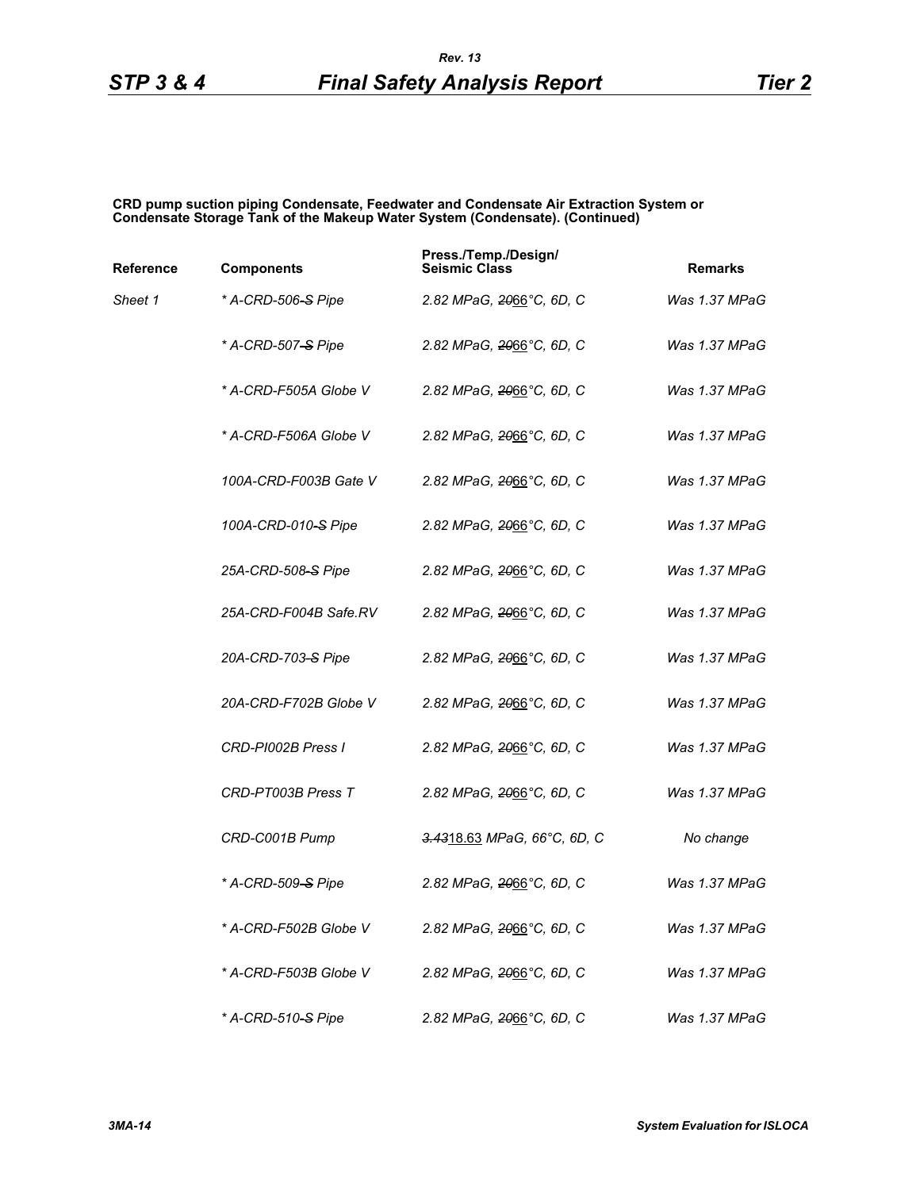**CRD pump suction piping Condensate, Feedwater and Condensate Air Extraction System or Condensate Storage Tank of the Makeup Water System (Condensate). (Continued)**

| Reference | Components | Press./Temp./Design/ Seismic Class | Remarks |
|---|---|---|---|
| *Sheet 1* | *\* A-CRD-506-~~S~~ Pipe* | *2.82 MPaG, ~~20~~66°C, 6D, C* | *Was 1.37 MPaG* |
| | *\* A-CRD-507-~~S~~ Pipe* | *2.82 MPaG, ~~20~~66°C, 6D, C* | *Was 1.37 MPaG* |
| | *\* A-CRD-F505A Globe V* | *2.82 MPaG, ~~20~~66°C, 6D, C* | *Was 1.37 MPaG* |
| | *\* A-CRD-F506A Globe V* | *2.82 MPaG, ~~20~~66°C, 6D, C* | *Was 1.37 MPaG* |
| | *100A-CRD-F003B Gate V* | *2.82 MPaG, ~~20~~66°C, 6D, C* | *Was 1.37 MPaG* |
| | *100A-CRD-010-~~S~~ Pipe* | *2.82 MPaG, ~~20~~66°C, 6D, C* | *Was 1.37 MPaG* |
| | *25A-CRD-508-~~S~~ Pipe* | *2.82 MPaG, ~~20~~66°C, 6D, C* | *Was 1.37 MPaG* |
| | *25A-CRD-F004B Safe.RV* | *2.82 MPaG, ~~20~~66°C, 6D, C* | *Was 1.37 MPaG* |
| | *20A-CRD-703-~~S~~ Pipe* | *2.82 MPaG, ~~20~~66°C, 6D, C* | *Was 1.37 MPaG* |
| | *20A-CRD-F702B Globe V* | *2.82 MPaG, ~~20~~66°C, 6D, C* | *Was 1.37 MPaG* |
| | *CRD-PI002B Press I* | *2.82 MPaG, ~~20~~66°C, 6D, C* | *Was 1.37 MPaG* |
| | *CRD-PT003B Press T* | *2.82 MPaG, ~~20~~66°C, 6D, C* | *Was 1.37 MPaG* |
| | *CRD-C001B Pump* | *~~3.43~~18.63 MPaG, 66°C, 6D, C* | *No change* |
| | *\* A-CRD-509-~~S~~ Pipe* | *2.82 MPaG, ~~20~~66°C, 6D, C* | *Was 1.37 MPaG* |
| | *\* A-CRD-F502B Globe V* | *2.82 MPaG, ~~20~~66°C, 6D, C* | *Was 1.37 MPaG* |
| | *\* A-CRD-F503B Globe V* | *2.82 MPaG, ~~20~~66°C, 6D, C* | *Was 1.37 MPaG* |
| | *\* A-CRD-510-~~S~~ Pipe* | *2.82 MPaG, ~~20~~66°C, 6D, C* | *Was 1.37 MPaG* |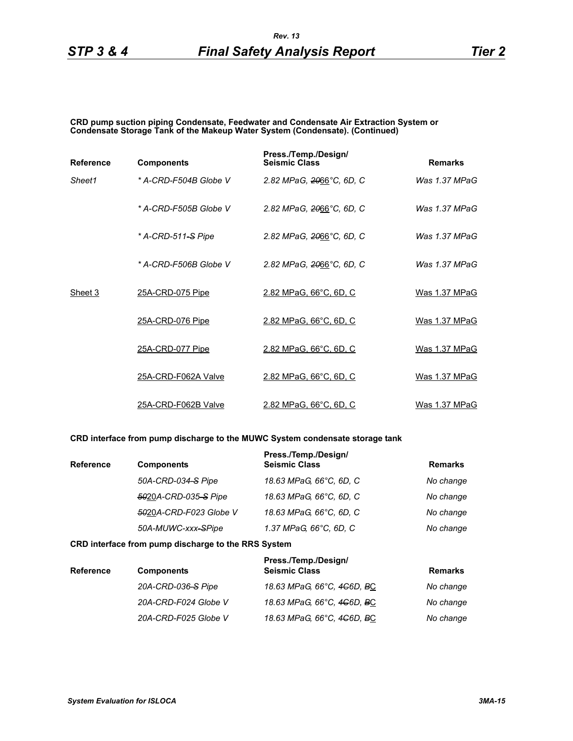**CRD pump suction piping Condensate, Feedwater and Condensate Air Extraction System or Condensate Storage Tank of the Makeup Water System (Condensate). (Continued)**

| Reference | Components | Press./Temp./Design/ Seismic Class | Remarks |
|---|---|---|---|
| *Sheet1* | *\* A-CRD-F504B Globe V* | *2.82 MPaG, ~~20~~66°C, 6D, C* | *Was 1.37 MPaG* |
| | *\* A-CRD-F505B Globe V* | *2.82 MPaG, ~~20~~66°C, 6D, C* | *Was 1.37 MPaG* |
| | *\* A-CRD-511~~-S~~ Pipe* | *2.82 MPaG, ~~20~~66°C, 6D, C* | *Was 1.37 MPaG* |
| | *\* A-CRD-F506B Globe V* | *2.82 MPaG, ~~20~~66°C, 6D, C* | *Was 1.37 MPaG* |
| Sheet 3 | 25A-CRD-075 Pipe | 2.82 MPaG, 66°C, 6D, C | Was 1.37 MPaG |
| | 25A-CRD-076 Pipe | 2.82 MPaG, 66°C, 6D, C | Was 1.37 MPaG |
| | 25A-CRD-077 Pipe | 2.82 MPaG, 66°C, 6D, C | Was 1.37 MPaG |
| | 25A-CRD-F062A Valve | 2.82 MPaG, 66°C, 6D, C | Was 1.37 MPaG |
| | 25A-CRD-F062B Valve | 2.82 MPaG, 66°C, 6D, C | Was 1.37 MPaG |

**CRD interface from pump discharge to the MUWC System condensate storage tank**

| Reference | Components | Press./Temp./Design/ Seismic Class | Remarks |
|---|---|---|---|
| | *50A-CRD-034~~-S~~ Pipe* | *18.63 MPaG, 66°C, 6D, C* | *No change* |
| | *~~50~~20A-CRD-035~~-S~~ Pipe* | *18.63 MPaG, 66°C, 6D, C* | *No change* |
| | *~~50~~20A-CRD-F023 Globe V* | *18.63 MPaG, 66°C, 6D, C* | *No change* |
| | *50A-MUWC-xxx~~-S~~Pipe* | *1.37 MPaG, 66°C, 6D, C* | *No change* |

**CRD interface from pump discharge to the RRS System**

| Reference | Components | Press./Temp./Design/ Seismic Class | Remarks |
|---|---|---|---|
| | *20A-CRD-036~~-S~~ Pipe* | *18.63 MPaG, 66°C, ~~4C~~6D, ~~B~~C* | *No change* |
| | *20A-CRD-F024 Globe V* | *18.63 MPaG, 66°C, ~~4C~~6D, ~~B~~C* | *No change* |
| | *20A-CRD-F025 Globe V* | *18.63 MPaG, 66°C, ~~4C~~6D, ~~B~~C* | *No change* |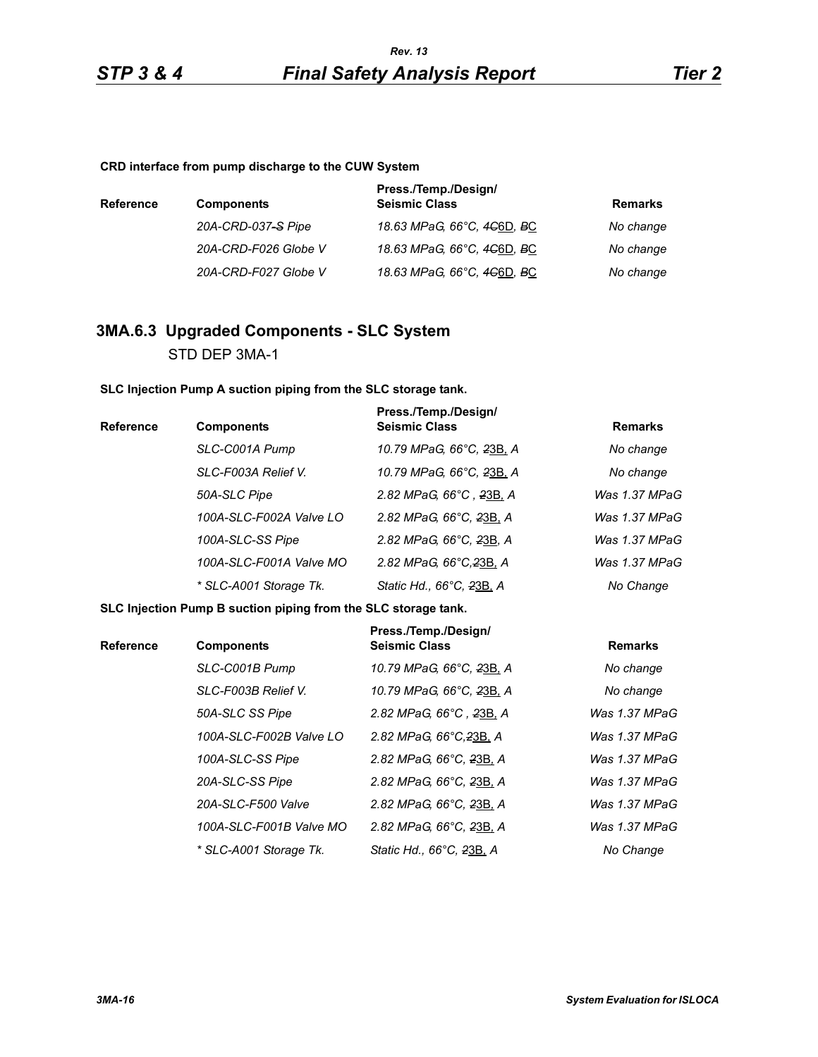**CRD interface from pump discharge to the CUW System**

| Reference | Components | Press./Temp./Design/ Seismic Class | Remarks |
|---|---|---|---|
| | *20A-CRD-037-S Pipe* | *18.63 MPaG, 66°C, 4C6D, BC* | *No change* |
| | *20A-CRD-F026 Globe V* | *18.63 MPaG, 66°C, 4C6D, BC* | *No change* |
| | *20A-CRD-F027 Globe V* | *18.63 MPaG, 66°C, 4C6D, BC* | *No change* |

## 3MA.6.3 Upgraded Components - SLC System

STD DEP 3MA-1

**SLC Injection Pump A suction piping from the SLC storage tank.**

| Reference | Components | Press./Temp./Design/ Seismic Class | Remarks |
|---|---|---|---|
| | *SLC-C001A Pump* | *10.79 MPaG, 66°C, 23B, A* | *No change* |
| | *SLC-F003A Relief V.* | *10.79 MPaG, 66°C, 23B, A* | *No change* |
| | *50A-SLC Pipe* | *2.82 MPaG, 66°C , 23B, A* | *Was 1.37 MPaG* |
| | *100A-SLC-F002A Valve LO* | *2.82 MPaG, 66°C, 23B, A* | *Was 1.37 MPaG* |
| | *100A-SLC-SS Pipe* | *2.82 MPaG, 66°C, 23B, A* | *Was 1.37 MPaG* |
| | *100A-SLC-F001A Valve MO* | *2.82 MPaG, 66°C,23B, A* | *Was 1.37 MPaG* |
| | *\* SLC-A001 Storage Tk.* | *Static Hd., 66°C, 23B, A* | *No Change* |

**SLC Injection Pump B suction piping from the SLC storage tank.**

| Reference | Components | Press./Temp./Design/ Seismic Class | Remarks |
|---|---|---|---|
| | *SLC-C001B Pump* | *10.79 MPaG, 66°C, 23B, A* | *No change* |
| | *SLC-F003B Relief V.* | *10.79 MPaG, 66°C, 23B, A* | *No change* |
| | *50A-SLC SS Pipe* | *2.82 MPaG, 66°C , 23B, A* | *Was 1.37 MPaG* |
| | *100A-SLC-F002B Valve LO* | *2.82 MPaG, 66°C,23B, A* | *Was 1.37 MPaG* |
| | *100A-SLC-SS Pipe* | *2.82 MPaG, 66°C, 23B, A* | *Was 1.37 MPaG* |
| | *20A-SLC-SS Pipe* | *2.82 MPaG, 66°C, 23B, A* | *Was 1.37 MPaG* |
| | *20A-SLC-F500 Valve* | *2.82 MPaG, 66°C, 23B, A* | *Was 1.37 MPaG* |
| | *100A-SLC-F001B Valve MO* | *2.82 MPaG, 66°C, 23B, A* | *Was 1.37 MPaG* |
| | *\* SLC-A001 Storage Tk.* | *Static Hd., 66°C, 23B, A* | *No Change* |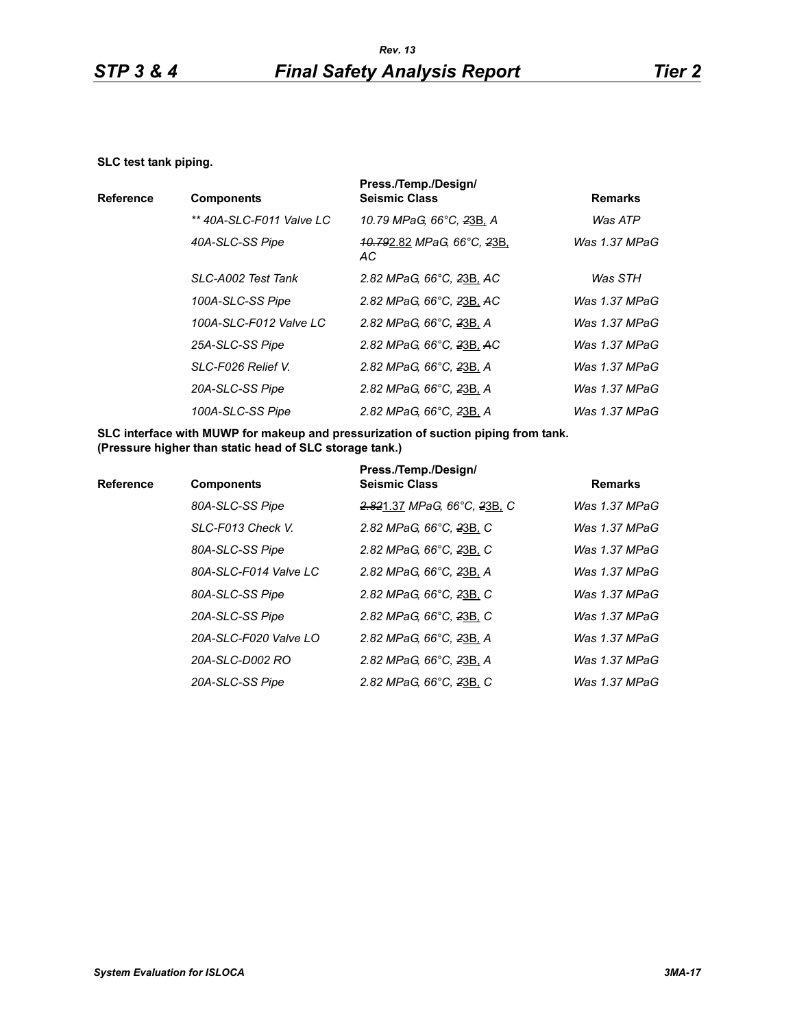**SLC test tank piping.**

| Reference | Components | Press./Temp./Design/ Seismic Class | Remarks |
|---|---|---|---|
| | *** 40A-SLC-F011 Valve LC* | *10.79 MPaG, 66°C, 23B, A* | *Was ATP* |
| | *40A-SLC-SS Pipe* | *10.792.82 MPaG, 66°C, 23B, AC* | *Was 1.37 MPaG* |
| | *SLC-A002 Test Tank* | *2.82 MPaG, 66°C, 23B, AC* | *Was STH* |
| | *100A-SLC-SS Pipe* | *2.82 MPaG, 66°C, 23B, AC* | *Was 1.37 MPaG* |
| | *100A-SLC-F012 Valve LC* | *2.82 MPaG, 66°C, 23B, A* | *Was 1.37 MPaG* |
| | *25A-SLC-SS Pipe* | *2.82 MPaG, 66°C, 23B, AC* | *Was 1.37 MPaG* |
| | *SLC-F026 Relief V.* | *2.82 MPaG, 66°C, 23B, A* | *Was 1.37 MPaG* |
| | *20A-SLC-SS Pipe* | *2.82 MPaG, 66°C, 23B, A* | *Was 1.37 MPaG* |
| | *100A-SLC-SS Pipe* | *2.82 MPaG, 66°C, 23B, A* | *Was 1.37 MPaG* |

**SLC interface with MUWP for makeup and pressurization of suction piping from tank. (Pressure higher than static head of SLC storage tank.)**

| Reference | Components | Press./Temp./Design/ Seismic Class | Remarks |
|---|---|---|---|
| | *80A-SLC-SS Pipe* | *2.821.37 MPaG, 66°C, 23B, C* | *Was 1.37 MPaG* |
| | *SLC-F013 Check V.* | *2.82 MPaG, 66°C, 23B, C* | *Was 1.37 MPaG* |
| | *80A-SLC-SS Pipe* | *2.82 MPaG, 66°C, 23B, C* | *Was 1.37 MPaG* |
| | *80A-SLC-F014 Valve LC* | *2.82 MPaG, 66°C, 23B, A* | *Was 1.37 MPaG* |
| | *80A-SLC-SS Pipe* | *2.82 MPaG, 66°C, 23B, C* | *Was 1.37 MPaG* |
| | *20A-SLC-SS Pipe* | *2.82 MPaG, 66°C, 23B, C* | *Was 1.37 MPaG* |
| | *20A-SLC-F020 Valve LO* | *2.82 MPaG, 66°C, 23B, A* | *Was 1.37 MPaG* |
| | *20A-SLC-D002 RO* | *2.82 MPaG, 66°C, 23B, A* | *Was 1.37 MPaG* |
| | *20A-SLC-SS Pipe* | *2.82 MPaG, 66°C, 23B, C* | *Was 1.37 MPaG* |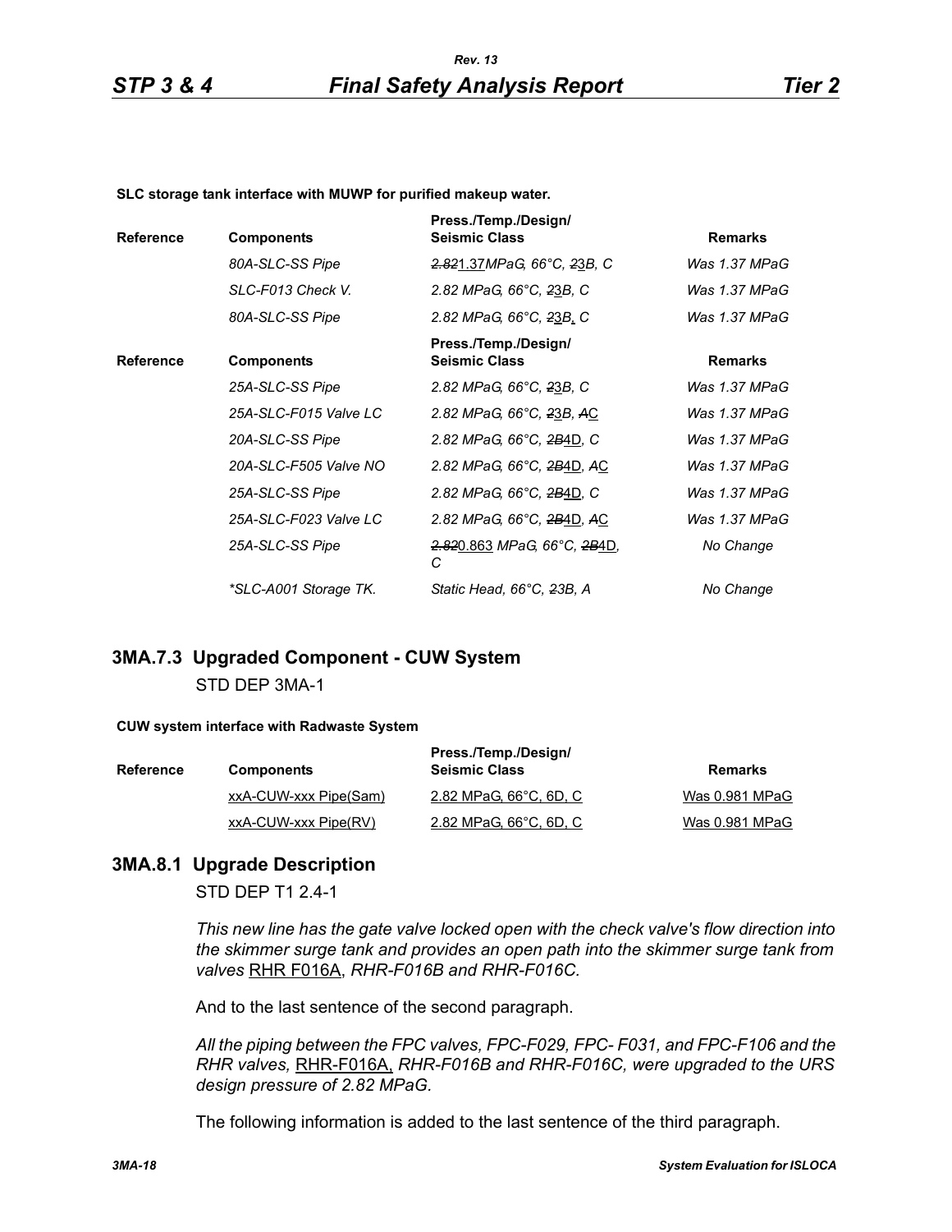**SLC storage tank interface with MUWP for purified makeup water.**

| Reference | Components | Press./Temp./Design/ Seismic Class | Remarks |
|---|---|---|---|
| | *80A-SLC-SS Pipe* | *~~2.82~~<u>1.37</u>MPaG, 66°C, ~~2~~<u>3</u>B, C* | *Was 1.37 MPaG* |
| | *SLC-F013 Check V.* | *2.82 MPaG, 66°C, ~~2~~<u>3</u>B, C* | *Was 1.37 MPaG* |
| | *80A-SLC-SS Pipe* | *2.82 MPaG, 66°C, ~~2~~<u>3</u>B<u>,</u> C* | *Was 1.37 MPaG* |

| Reference | Components | Press./Temp./Design/ Seismic Class | Remarks |
|---|---|---|---|
| | *25A-SLC-SS Pipe* | *2.82 MPaG, 66°C, ~~2~~<u>3</u>B, C* | *Was 1.37 MPaG* |
| | *25A-SLC-F015 Valve LC* | *2.82 MPaG, 66°C, ~~2~~<u>3</u>B, ~~A~~<u>C</u>* | *Was 1.37 MPaG* |
| | *20A-SLC-SS Pipe* | *2.82 MPaG, 66°C, ~~2B~~<u>4</u>D, C* | *Was 1.37 MPaG* |
| | *20A-SLC-F505 Valve NO* | *2.82 MPaG, 66°C, ~~2B~~<u>4D</u>, ~~A~~<u>C</u>* | *Was 1.37 MPaG* |
| | *25A-SLC-SS Pipe* | *2.82 MPaG, 66°C, ~~2B~~<u>4D</u>, C* | *Was 1.37 MPaG* |
| | *25A-SLC-F023 Valve LC* | *2.82 MPaG, 66°C, ~~2B~~<u>4D</u>, ~~A~~<u>C</u>* | *Was 1.37 MPaG* |
| | *25A-SLC-SS Pipe* | *~~2.82~~<u>0.863</u> MPaG, 66°C, ~~2B~~<u>4D</u>, C* | *No Change* |
| | *\*SLC-A001 Storage TK.* | *Static Head, 66°C, ~~2~~3B, A* | *No Change* |

## 3MA.7.3 Upgraded Component - CUW System

STD DEP 3MA-1

**CUW system interface with Radwaste System**

| Reference | Components | Press./Temp./Design/ Seismic Class | Remarks |
|---|---|---|---|
| | <u>xxA-CUW-xxx Pipe(Sam)</u> | <u>2.82 MPaG, 66°C, 6D, C</u> | <u>Was 0.981 MPaG</u> |
| | <u>xxA-CUW-xxx Pipe(RV)</u> | <u>2.82 MPaG, 66°C, 6D, C</u> | <u>Was 0.981 MPaG</u> |

## 3MA.8.1 Upgrade Description

STD DEP T1 2.4-1

*This new line has the gate valve locked open with the check valve's flow direction into the skimmer surge tank and provides an open path into the skimmer surge tank from valves* <u>RHR F016A</u>, *RHR-F016B and RHR-F016C.*

And to the last sentence of the second paragraph.

*All the piping between the FPC valves, FPC-F029, FPC- F031, and FPC-F106 and the RHR valves,* <u>RHR-F016A,</u> *RHR-F016B and RHR-F016C, were upgraded to the URS design pressure of 2.82 MPaG.*

The following information is added to the last sentence of the third paragraph.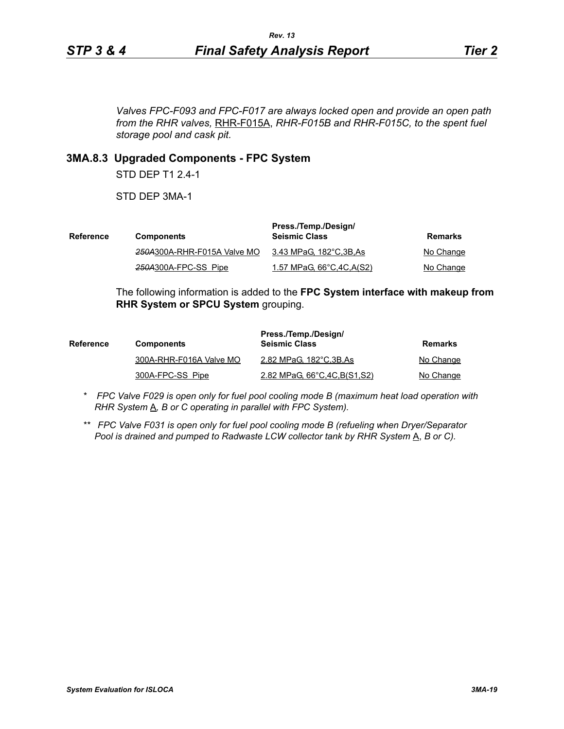*Valves FPC-F093 and FPC-F017 are always locked open and provide an open path from the RHR valves,* RHR-F015A, *RHR-F015B and RHR-F015C, to the spent fuel storage pool and cask pit.*

### 3MA.8.3 Upgraded Components - FPC System

STD DEP T1 2.4-1

STD DEP 3MA-1

| Reference | Components | Press./Temp./Design/ Seismic Class | Remarks |
|---|---|---|---|
| | ~~250A~~300A-RHR-F015A Valve MO | 3.43 MPaG, 182°C,3B,As | No Change |
| | ~~250A~~300A-FPC-SS Pipe | 1.57 MPaG, 66°C,4C,A(S2) | No Change |

The following information is added to the **FPC System interface with makeup from RHR System or SPCU System** grouping.

| Reference | Components | Press./Temp./Design/ Seismic Class | Remarks |
|---|---|---|---|
| | 300A-RHR-F016A Valve MO | 2.82 MPaG, 182°C,3B,As | No Change |
| | 300A-FPC-SS Pipe | 2.82 MPaG, 66°C,4C,B(S1,S2) | No Change |

\* *FPC Valve F029 is open only for fuel pool cooling mode B (maximum heat load operation with RHR System* A*, B or C operating in parallel with FPC System).*

\*\* *FPC Valve F031 is open only for fuel pool cooling mode B (refueling when Dryer/Separator Pool is drained and pumped to Radwaste LCW collector tank by RHR System* A*, B or C).*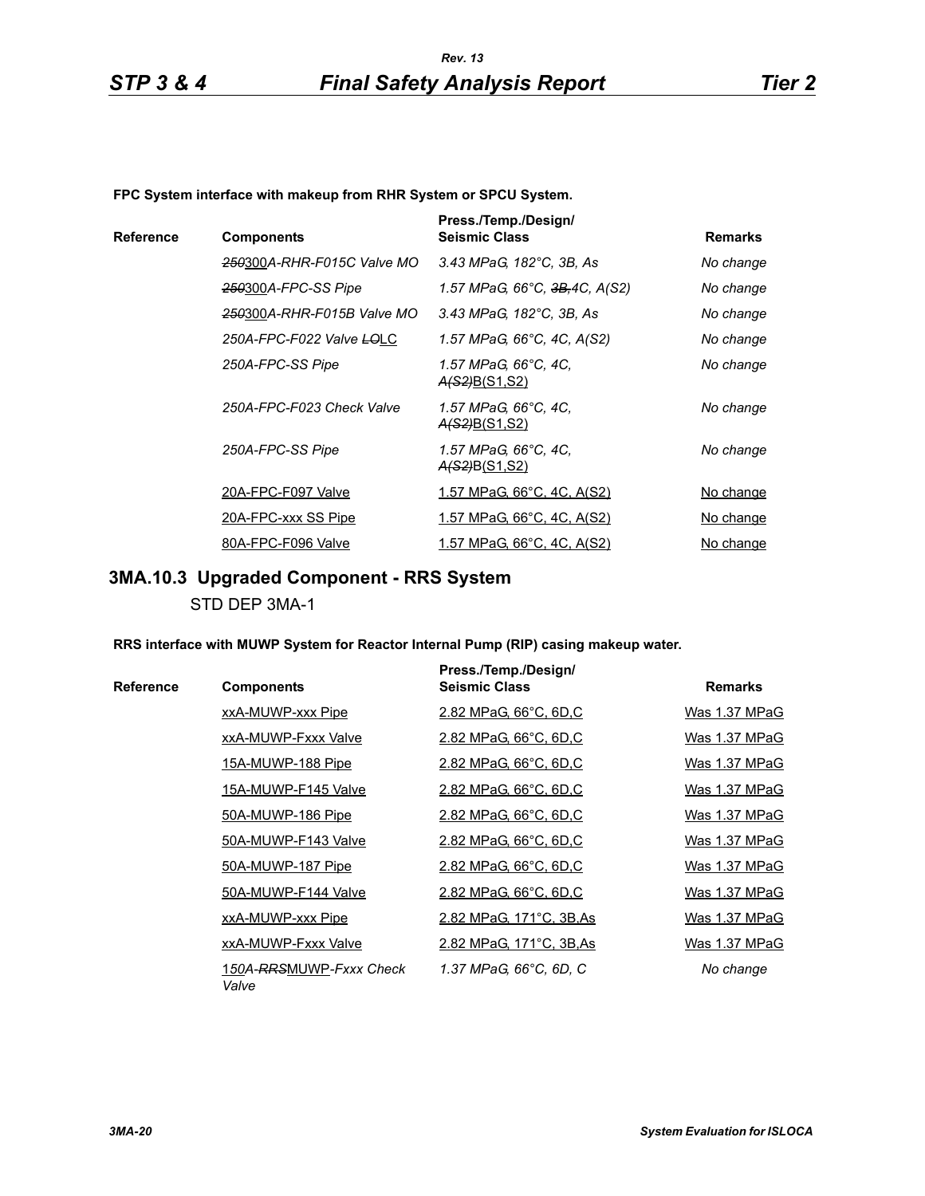**FPC System interface with makeup from RHR System or SPCU System.**

| Reference | Components | Press./Temp./Design/ Seismic Class | Remarks |
|---|---|---|---|
| | ~~250~~300A-RHR-F015C Valve MO | 3.43 MPaG, 182°C, 3B, As | No change |
| | ~~250~~300A-FPC-SS Pipe | 1.57 MPaG, 66°C, ~~3B,~~4C, A(S2) | No change |
| | ~~250~~300A-RHR-F015B Valve MO | 3.43 MPaG, 182°C, 3B, As | No change |
| | 250A-FPC-F022 Valve ~~LO~~LC | 1.57 MPaG, 66°C, 4C, A(S2) | No change |
| | 250A-FPC-SS Pipe | 1.57 MPaG, 66°C, 4C, ~~A(S2)~~B(S1,S2) | No change |
| | 250A-FPC-F023 Check Valve | 1.57 MPaG, 66°C, 4C, ~~A(S2)~~B(S1,S2) | No change |
| | 250A-FPC-SS Pipe | 1.57 MPaG, 66°C, 4C, ~~A(S2)~~B(S1,S2) | No change |
| | 20A-FPC-F097 Valve | 1.57 MPaG, 66°C, 4C, A(S2) | No change |
| | 20A-FPC-xxx SS Pipe | 1.57 MPaG, 66°C, 4C, A(S2) | No change |
| | 80A-FPC-F096 Valve | 1.57 MPaG, 66°C, 4C, A(S2) | No change |

## 3MA.10.3 Upgraded Component - RRS System

STD DEP 3MA-1

**RRS interface with MUWP System for Reactor Internal Pump (RIP) casing makeup water.**

| Reference | Components | Press./Temp./Design/ Seismic Class | Remarks |
|---|---|---|---|
| | xxA-MUWP-xxx Pipe | 2.82 MPaG, 66°C, 6D,C | Was 1.37 MPaG |
| | xxA-MUWP-Fxxx Valve | 2.82 MPaG, 66°C, 6D,C | Was 1.37 MPaG |
| | 15A-MUWP-188 Pipe | 2.82 MPaG, 66°C, 6D,C | Was 1.37 MPaG |
| | 15A-MUWP-F145 Valve | 2.82 MPaG, 66°C, 6D,C | Was 1.37 MPaG |
| | 50A-MUWP-186 Pipe | 2.82 MPaG, 66°C, 6D,C | Was 1.37 MPaG |
| | 50A-MUWP-F143 Valve | 2.82 MPaG, 66°C, 6D,C | Was 1.37 MPaG |
| | 50A-MUWP-187 Pipe | 2.82 MPaG, 66°C, 6D,C | Was 1.37 MPaG |
| | 50A-MUWP-F144 Valve | 2.82 MPaG, 66°C, 6D,C | Was 1.37 MPaG |
| | xxA-MUWP-xxx Pipe | 2.82 MPaG, 171°C, 3B,As | Was 1.37 MPaG |
| | xxA-MUWP-Fxxx Valve | 2.82 MPaG, 171°C, 3B,As | Was 1.37 MPaG |
| | 150A-~~RRS~~MUWP-Fxxx Check Valve | 1.37 MPaG, 66°C, 6D, C | No change |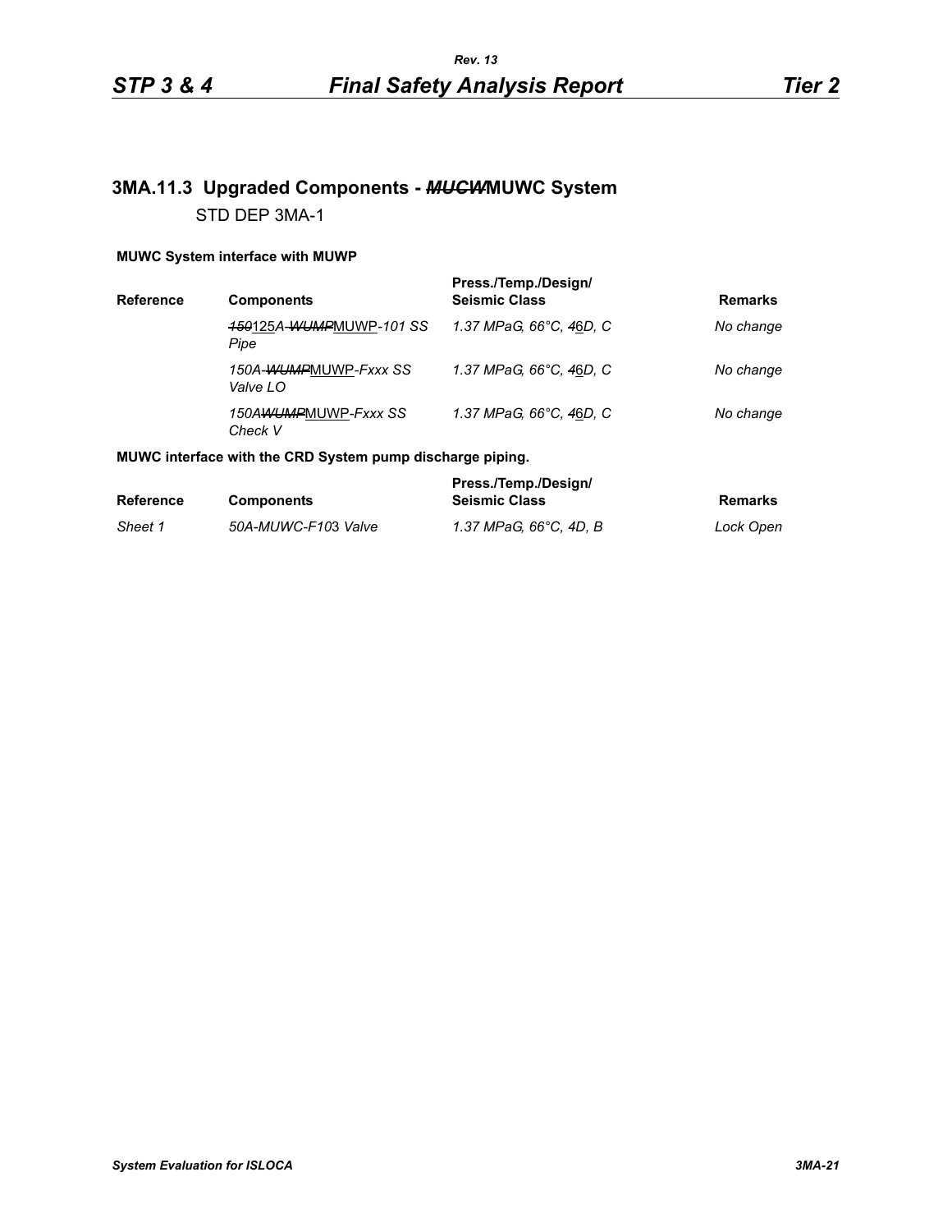## 3MA.11.3 Upgraded Components - ~~*MUCW*~~MUWC System

STD DEP 3MA-1

**MUWC System interface with MUWP**

| Reference | Components | Press./Temp./Design/ Seismic Class | Remarks |
|---|---|---|---|
| | *~~150~~*125*A-~~WUMP~~*MUWP*-101 SS Pipe* | *1.37 MPaG, 66°C, ~~4~~*6*D, C* | *No change* |
| | *150A-~~WUMP~~*MUWP*-Fxxx SS Valve LO* | *1.37 MPaG, 66°C, ~~4~~*6*D, C* | *No change* |
| | *150A~~WUMP~~*MUWP*-Fxxx SS Check V* | *1.37 MPaG, 66°C, ~~4~~*6*D, C* | *No change* |

**MUWC interface with the CRD System pump discharge piping.**

| Reference | Components | Press./Temp./Design/ Seismic Class | Remarks |
|---|---|---|---|
| *Sheet 1* | *50A-MUWC-F103 Valve* | *1.37 MPaG, 66°C, 4D, B* | *Lock Open* |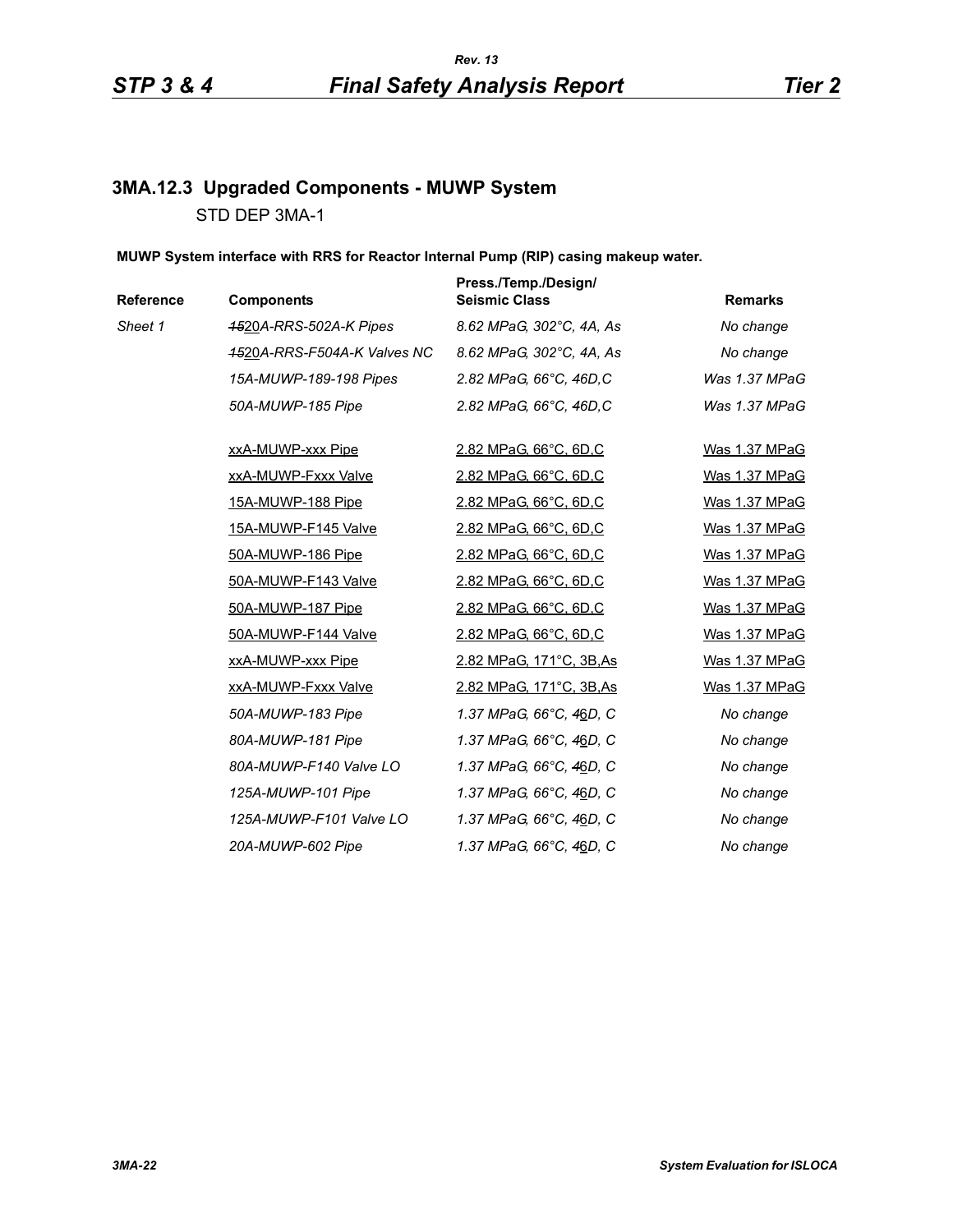### 3MA.12.3 Upgraded Components - MUWP System

STD DEP 3MA-1

**MUWP System interface with RRS for Reactor Internal Pump (RIP) casing makeup water.**

| Reference | Components | Press./Temp./Design/ Seismic Class | Remarks |
|---|---|---|---|
| *Sheet 1* | *~~15~~20A-RRS-502A-K Pipes* | *8.62 MPaG, 302°C, 4A, As* | *No change* |
| | *~~15~~20A-RRS-F504A-K Valves NC* | *8.62 MPaG, 302°C, 4A, As* | *No change* |
| | *15A-MUWP-189-198 Pipes* | *2.82 MPaG, 66°C, 46D,C* | *Was 1.37 MPaG* |
| | *50A-MUWP-185 Pipe* | *2.82 MPaG, 66°C, 46D,C* | *Was 1.37 MPaG* |
| | xxA-MUWP-xxx Pipe | 2.82 MPaG, 66°C, 6D,C | Was 1.37 MPaG |
| | xxA-MUWP-Fxxx Valve | 2.82 MPaG, 66°C, 6D,C | Was 1.37 MPaG |
| | 15A-MUWP-188 Pipe | 2.82 MPaG, 66°C, 6D,C | Was 1.37 MPaG |
| | 15A-MUWP-F145 Valve | 2.82 MPaG, 66°C, 6D,C | Was 1.37 MPaG |
| | 50A-MUWP-186 Pipe | 2.82 MPaG, 66°C, 6D,C | Was 1.37 MPaG |
| | 50A-MUWP-F143 Valve | 2.82 MPaG, 66°C, 6D,C | Was 1.37 MPaG |
| | 50A-MUWP-187 Pipe | 2.82 MPaG, 66°C, 6D,C | Was 1.37 MPaG |
| | 50A-MUWP-F144 Valve | 2.82 MPaG, 66°C, 6D,C | Was 1.37 MPaG |
| | xxA-MUWP-xxx Pipe | 2.82 MPaG, 171°C, 3B,As | Was 1.37 MPaG |
| | xxA-MUWP-Fxxx Valve | 2.82 MPaG, 171°C, 3B,As | Was 1.37 MPaG |
| | *50A-MUWP-183 Pipe* | *1.37 MPaG, 66°C, ~~4~~6D, C* | *No change* |
| | *80A-MUWP-181 Pipe* | *1.37 MPaG, 66°C, ~~4~~6D, C* | *No change* |
| | *80A-MUWP-F140 Valve LO* | *1.37 MPaG, 66°C, ~~4~~6D, C* | *No change* |
| | *125A-MUWP-101 Pipe* | *1.37 MPaG, 66°C, ~~4~~6D, C* | *No change* |
| | *125A-MUWP-F101 Valve LO* | *1.37 MPaG, 66°C, ~~4~~6D, C* | *No change* |
| | *20A-MUWP-602 Pipe* | *1.37 MPaG, 66°C, ~~4~~6D, C* | *No change* |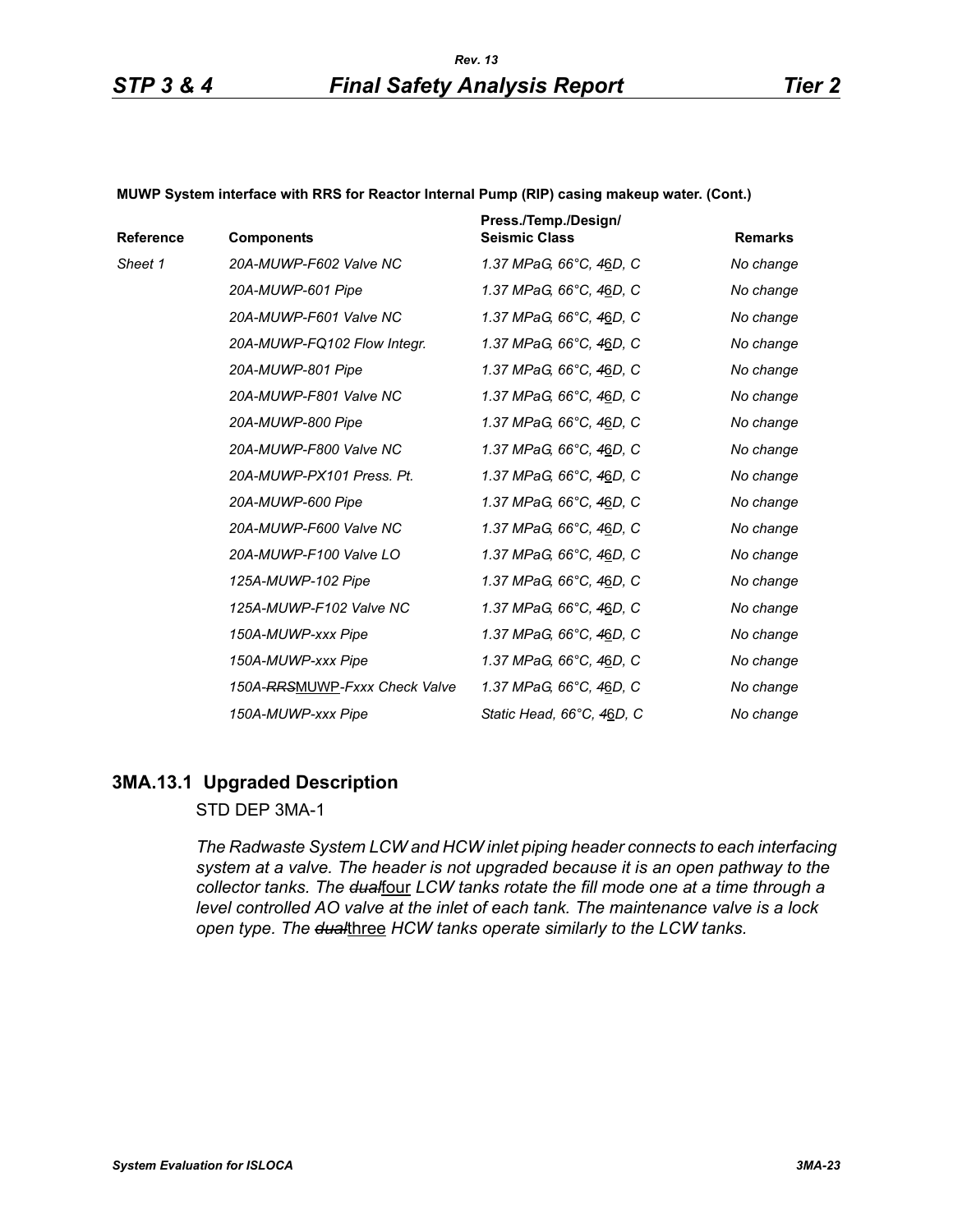**MUWP System interface with RRS for Reactor Internal Pump (RIP) casing makeup water. (Cont.)**

| Reference | Components | Press./Temp./Design/ Seismic Class | Remarks |
|---|---|---|---|
| *Sheet 1* | *20A-MUWP-F602 Valve NC* | *1.37 MPaG, 66°C, ~~4~~6D, C* | *No change* |
| | *20A-MUWP-601 Pipe* | *1.37 MPaG, 66°C, ~~4~~6D, C* | *No change* |
| | *20A-MUWP-F601 Valve NC* | *1.37 MPaG, 66°C, ~~4~~6D, C* | *No change* |
| | *20A-MUWP-FQ102 Flow Integr.* | *1.37 MPaG, 66°C, ~~4~~6D, C* | *No change* |
| | *20A-MUWP-801 Pipe* | *1.37 MPaG, 66°C, ~~4~~6D, C* | *No change* |
| | *20A-MUWP-F801 Valve NC* | *1.37 MPaG, 66°C, ~~4~~6D, C* | *No change* |
| | *20A-MUWP-800 Pipe* | *1.37 MPaG, 66°C, ~~4~~6D, C* | *No change* |
| | *20A-MUWP-F800 Valve NC* | *1.37 MPaG, 66°C, ~~4~~6D, C* | *No change* |
| | *20A-MUWP-PX101 Press. Pt.* | *1.37 MPaG, 66°C, ~~4~~6D, C* | *No change* |
| | *20A-MUWP-600 Pipe* | *1.37 MPaG, 66°C, ~~4~~6D, C* | *No change* |
| | *20A-MUWP-F600 Valve NC* | *1.37 MPaG, 66°C, ~~4~~6D, C* | *No change* |
| | *20A-MUWP-F100 Valve LO* | *1.37 MPaG, 66°C, ~~4~~6D, C* | *No change* |
| | *125A-MUWP-102 Pipe* | *1.37 MPaG, 66°C, ~~4~~6D, C* | *No change* |
| | *125A-MUWP-F102 Valve NC* | *1.37 MPaG, 66°C, ~~4~~6D, C* | *No change* |
| | *150A-MUWP-xxx Pipe* | *1.37 MPaG, 66°C, ~~4~~6D, C* | *No change* |
| | *150A-MUWP-xxx Pipe* | *1.37 MPaG, 66°C, ~~4~~6D, C* | *No change* |
| | *150A-~~RRS~~MUWP-Fxxx Check Valve* | *1.37 MPaG, 66°C, ~~4~~6D, C* | *No change* |
| | *150A-MUWP-xxx Pipe* | *Static Head, 66°C, ~~4~~6D, C* | *No change* |

## 3MA.13.1 Upgraded Description

STD DEP 3MA-1

*The Radwaste System LCW and HCW inlet piping header connects to each interfacing system at a valve. The header is not upgraded because it is an open pathway to the collector tanks. The ~~dual~~four LCW tanks rotate the fill mode one at a time through a level controlled AO valve at the inlet of each tank. The maintenance valve is a lock open type. The ~~dual~~three HCW tanks operate similarly to the LCW tanks.*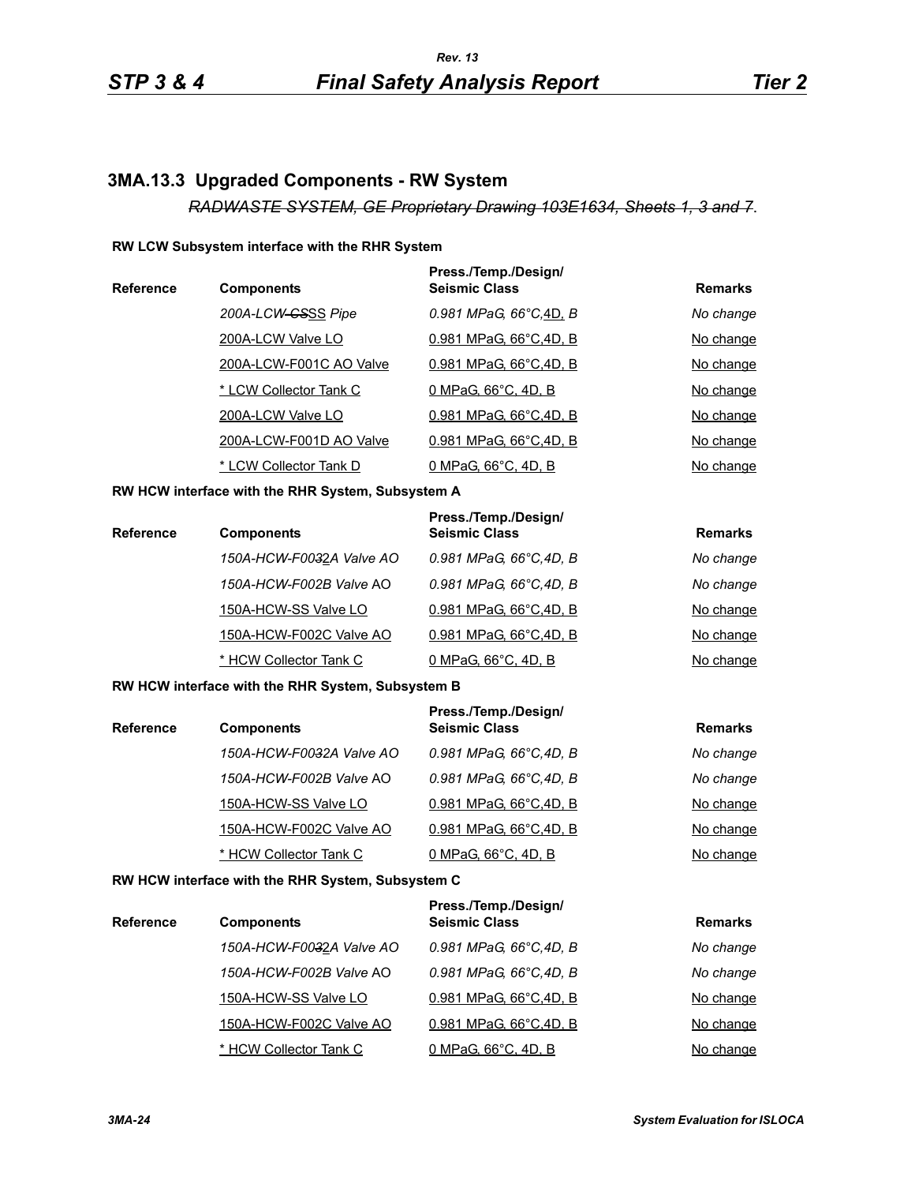### 3MA.13.3 Upgraded Components - RW System

~~*RADWASTE SYSTEM, GE Proprietary Drawing 103E1634, Sheets 1, 3 and 7*~~.

**RW LCW Subsystem interface with the RHR System**

| Reference | Components | Press./Temp./Design/ Seismic Class | Remarks |
|---|---|---|---|
| | *200A-LCW-~~CS~~SS Pipe* | *0.981 MPaG, 66°C,4D, B* | *No change* |
| | 200A-LCW Valve LO | 0.981 MPaG, 66°C,4D, B | No change |
| | 200A-LCW-F001C AO Valve | 0.981 MPaG, 66°C,4D, B | No change |
| | * LCW Collector Tank C | 0 MPaG, 66°C, 4D, B | No change |
| | 200A-LCW Valve LO | 0.981 MPaG, 66°C,4D, B | No change |
| | 200A-LCW-F001D AO Valve | 0.981 MPaG, 66°C,4D, B | No change |
| | * LCW Collector Tank D | 0 MPaG, 66°C, 4D, B | No change |

**RW HCW interface with the RHR System, Subsystem A**

| Reference | Components | Press./Temp./Design/ Seismic Class | Remarks |
|---|---|---|---|
| | *150A-HCW-F00~~3~~2A Valve AO* | *0.981 MPaG, 66°C,4D, B* | *No change* |
| | *150A-HCW-F002B Valve* AO | *0.981 MPaG, 66°C,4D, B* | *No change* |
| | 150A-HCW-SS Valve LO | 0.981 MPaG, 66°C,4D, B | No change |
| | 150A-HCW-F002C Valve AO | 0.981 MPaG, 66°C,4D, B | No change |
| | * HCW Collector Tank C | 0 MPaG, 66°C, 4D, B | No change |

**RW HCW interface with the RHR System, Subsystem B**

| Reference | Components | Press./Temp./Design/ Seismic Class | Remarks |
|---|---|---|---|
| | *150A-HCW-F00~~3~~2A Valve AO* | *0.981 MPaG, 66°C,4D, B* | *No change* |
| | *150A-HCW-F002B Valve* AO | *0.981 MPaG, 66°C,4D, B* | *No change* |
| | 150A-HCW-SS Valve LO | 0.981 MPaG, 66°C,4D, B | No change |
| | 150A-HCW-F002C Valve AO | 0.981 MPaG, 66°C,4D, B | No change |
| | * HCW Collector Tank C | 0 MPaG, 66°C, 4D, B | No change |

**RW HCW interface with the RHR System, Subsystem C**

| Reference | Components | Press./Temp./Design/ Seismic Class | Remarks |
|---|---|---|---|
| | *150A-HCW-F00~~3~~2A Valve AO* | *0.981 MPaG, 66°C,4D, B* | *No change* |
| | *150A-HCW-F002B Valve* AO | *0.981 MPaG, 66°C,4D, B* | *No change* |
| | 150A-HCW-SS Valve LO | 0.981 MPaG, 66°C,4D, B | No change |
| | 150A-HCW-F002C Valve AO | 0.981 MPaG, 66°C,4D, B | No change |
| | * HCW Collector Tank C | 0 MPaG, 66°C, 4D, B | No change |